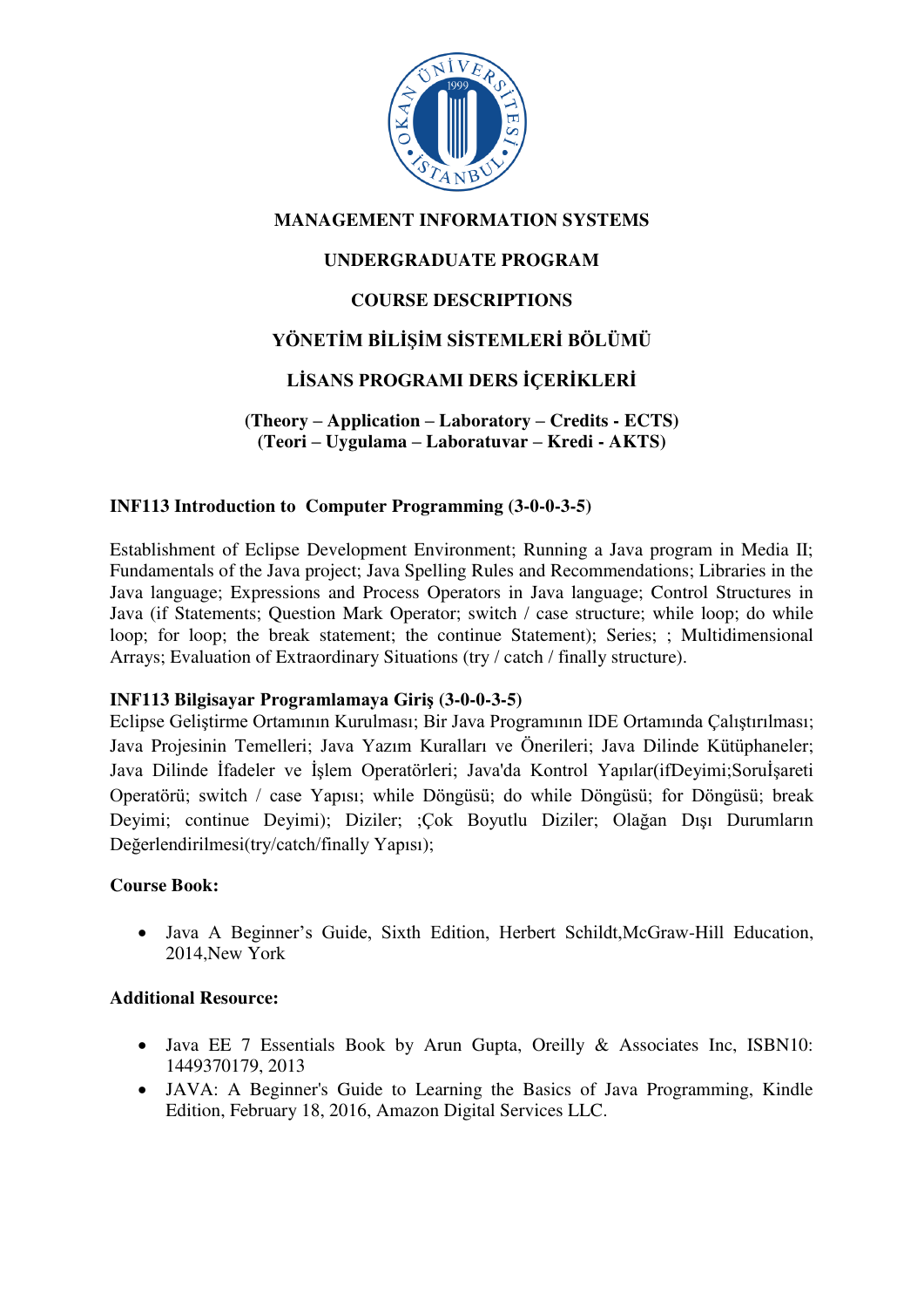**MANAGEMENT INFORMATION SYSTEMS**

**UNDERGRADUATE PROGRAM**

**COURSE DESCRIPTIONS**

**YÖNETİM BİLİŞİM SİSTEMLERİ BÖLÜMÜ**

**LİSANS PROGRAMI DERS İÇERİKLERİ**

**(Theory – Application – Laboratory – Credits - ECTS)**
**(Teori – Uygulama – Laboratuvar – Kredi - AKTS)**

### INF113 Introduction to Computer Programming (3-0-0-3-5)

Establishment of Eclipse Development Environment; Running a Java program in Media II; Fundamentals of the Java project; Java Spelling Rules and Recommendations; Libraries in the Java language; Expressions and Process Operators in Java language; Control Structures in Java (if Statements; Question Mark Operator; switch / case structure; while loop; do while loop; for loop; the break statement; the continue Statement); Series; ; Multidimensional Arrays; Evaluation of Extraordinary Situations (try / catch / finally structure).

### INF113 Bilgisayar Programlamaya Giriş (3-0-0-3-5)

Eclipse Geliştirme Ortamının Kurulması; Bir Java Programının IDE Ortamında Çalıştırılması; Java Projesinin Temelleri; Java Yazım Kuralları ve Önerileri; Java Dilinde Kütüphaneler; Java Dilinde İfadeler ve İşlem Operatörleri; Java'da Kontrol Yapılar(ifDeyimi;Soruİşareti Operatörü; switch / case Yapısı; while Döngüsü; do while Döngüsü; for Döngüsü; break Deyimi; continue Deyimi); Diziler; ;Çok Boyutlu Diziler; Olağan Dışı Durumların Değerlendirilmesi(try/catch/finally Yapısı);

**Course Book:**

- Java A Beginner's Guide, Sixth Edition, Herbert Schildt,McGraw-Hill Education, 2014,New York

**Additional Resource:**

- Java EE 7 Essentials Book by Arun Gupta, Oreilly & Associates Inc, ISBN10: 1449370179, 2013
- JAVA: A Beginner's Guide to Learning the Basics of Java Programming, Kindle Edition, February 18, 2016, Amazon Digital Services LLC.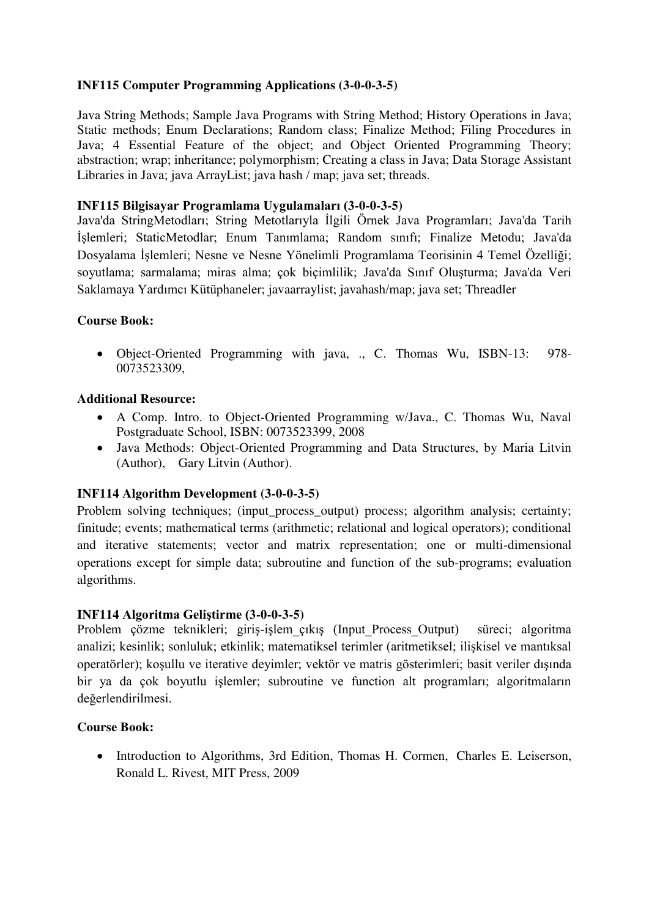**INF115 Computer Programming Applications (3-0-0-3-5)**

Java String Methods; Sample Java Programs with String Method; History Operations in Java; Static methods; Enum Declarations; Random class; Finalize Method; Filing Procedures in Java; 4 Essential Feature of the object; and Object Oriented Programming Theory; abstraction; wrap; inheritance; polymorphism; Creating a class in Java; Data Storage Assistant Libraries in Java; java ArrayList; java hash / map; java set; threads.

**INF115 Bilgisayar Programlama Uygulamaları (3-0-0-3-5)**

Java'da StringMetodları; String Metotlarıyla İlgili Örnek Java Programları; Java'da Tarih İşlemleri; StaticMetodlar; Enum Tanımlama; Random sınıfı; Finalize Metodu; Java'da Dosyalama İşlemleri; Nesne ve Nesne Yönelimli Programlama Teorisinin 4 Temel Özelliği; soyutlama; sarmalama; miras alma; çok biçimlilik; Java'da Sınıf Oluşturma; Java'da Veri Saklamaya Yardımcı Kütüphaneler; javaarraylist; javahash/map; java set; Threadler

**Course Book:**

- Object-Oriented Programming with java, ., C. Thomas Wu, ISBN-13: 978-0073523309,

**Additional Resource:**

- A Comp. Intro. to Object-Oriented Programming w/Java., C. Thomas Wu, Naval Postgraduate School, ISBN: 0073523399, 2008
- Java Methods: Object-Oriented Programming and Data Structures, by Maria Litvin (Author), Gary Litvin (Author).

**INF114 Algorithm Development (3-0-0-3-5)**

Problem solving techniques; (input_process_output) process; algorithm analysis; certainty; finitude; events; mathematical terms (arithmetic; relational and logical operators); conditional and iterative statements; vector and matrix representation; one or multi-dimensional operations except for simple data; subroutine and function of the sub-programs; evaluation algorithms.

**INF114 Algoritma Geliştirme (3-0-0-3-5)**

Problem çözme teknikleri; giriş-işlem_çıkış (Input_Process_Output) süreci; algoritma analizi; kesinlik; sonluluk; etkinlik; matematiksel terimler (aritmetiksel; ilişkisel ve mantıksal operatörler); koşullu ve iterative deyimler; vektör ve matris gösterimleri; basit veriler dışında bir ya da çok boyutlu işlemler; subroutine ve function alt programları; algoritmaların değerlendirilmesi.

**Course Book:**

- Introduction to Algorithms, 3rd Edition, Thomas H. Cormen, Charles E. Leiserson, Ronald L. Rivest, MIT Press, 2009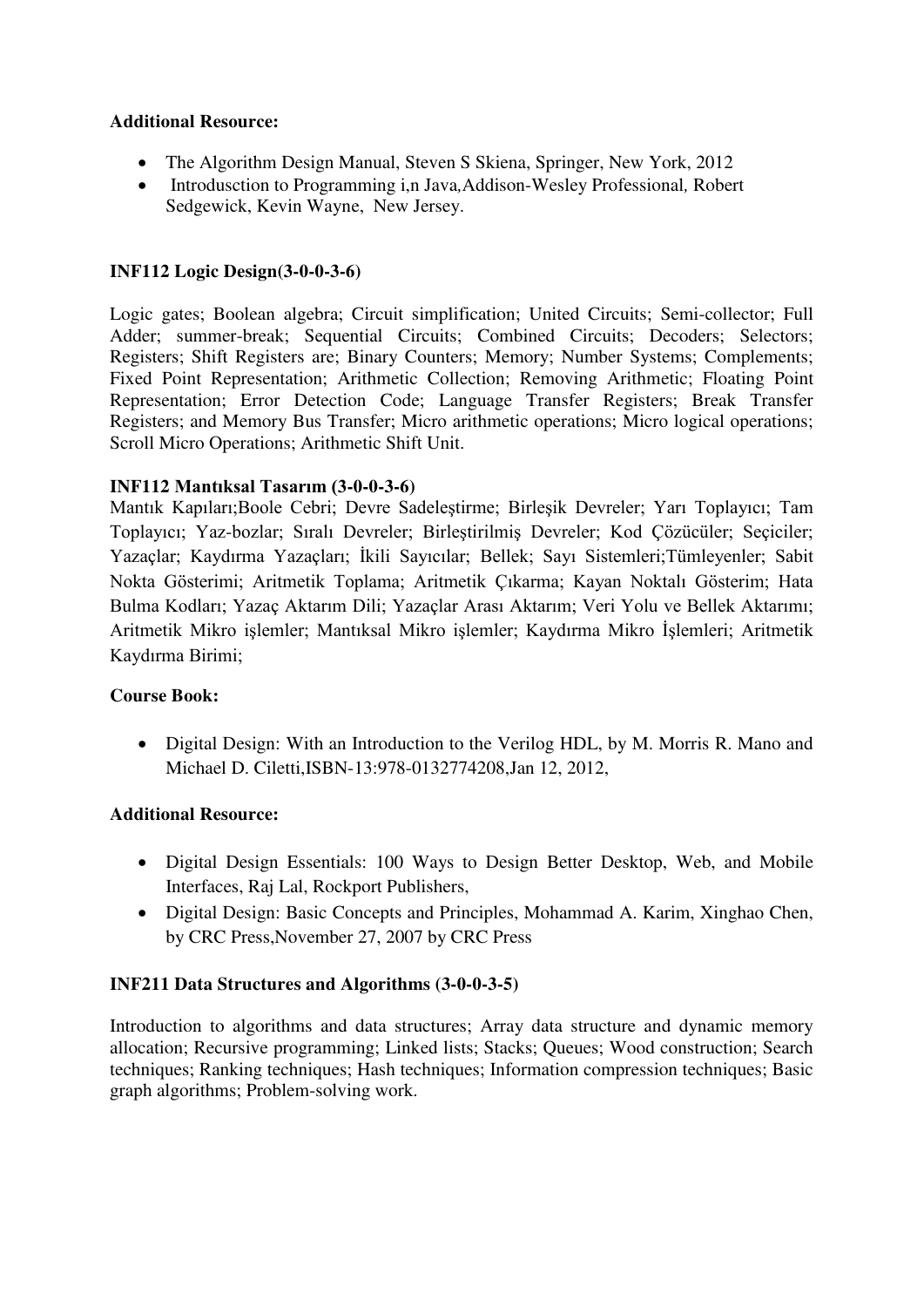**Additional Resource:**

- The Algorithm Design Manual, Steven S Skiena, Springer, New York, 2012
- Introdusction to Programming i,n Java,Addison-Wesley Professional, Robert Sedgewick, Kevin Wayne, New Jersey.

**INF112 Logic Design(3-0-0-3-6)**

Logic gates; Boolean algebra; Circuit simplification; United Circuits; Semi-collector; Full Adder; summer-break; Sequential Circuits; Combined Circuits; Decoders; Selectors; Registers; Shift Registers are; Binary Counters; Memory; Number Systems; Complements; Fixed Point Representation; Arithmetic Collection; Removing Arithmetic; Floating Point Representation; Error Detection Code; Language Transfer Registers; Break Transfer Registers; and Memory Bus Transfer; Micro arithmetic operations; Micro logical operations; Scroll Micro Operations; Arithmetic Shift Unit.

**INF112 Mantıksal Tasarım (3-0-0-3-6)**

Mantık Kapıları;Boole Cebri; Devre Sadeleştirme; Birleşik Devreler; Yarı Toplayıcı; Tam Toplayıcı; Yaz-bozlar; Sıralı Devreler; Birleştirilmiş Devreler; Kod Çözücüler; Seçiciler; Yazaçlar; Kaydırma Yazaçları; İkili Sayıcılar; Bellek; Sayı Sistemleri;Tümleyenler; Sabit Nokta Gösterimi; Aritmetik Toplama; Aritmetik Çıkarma; Kayan Noktalı Gösterim; Hata Bulma Kodları; Yazaç Aktarım Dili; Yazaçlar Arası Aktarım; Veri Yolu ve Bellek Aktarımı; Aritmetik Mikro işlemler; Mantıksal Mikro işlemler; Kaydırma Mikro İşlemleri; Aritmetik Kaydırma Birimi;

**Course Book:**

- Digital Design: With an Introduction to the Verilog HDL, by M. Morris R. Mano and Michael D. Ciletti,ISBN-13:978-0132774208,Jan 12, 2012,

**Additional Resource:**

- Digital Design Essentials: 100 Ways to Design Better Desktop, Web, and Mobile Interfaces, Raj Lal, Rockport Publishers,
- Digital Design: Basic Concepts and Principles, Mohammad A. Karim, Xinghao Chen, by CRC Press,November 27, 2007 by CRC Press

**INF211 Data Structures and Algorithms (3-0-0-3-5)**

Introduction to algorithms and data structures; Array data structure and dynamic memory allocation; Recursive programming; Linked lists; Stacks; Queues; Wood construction; Search techniques; Ranking techniques; Hash techniques; Information compression techniques; Basic graph algorithms; Problem-solving work.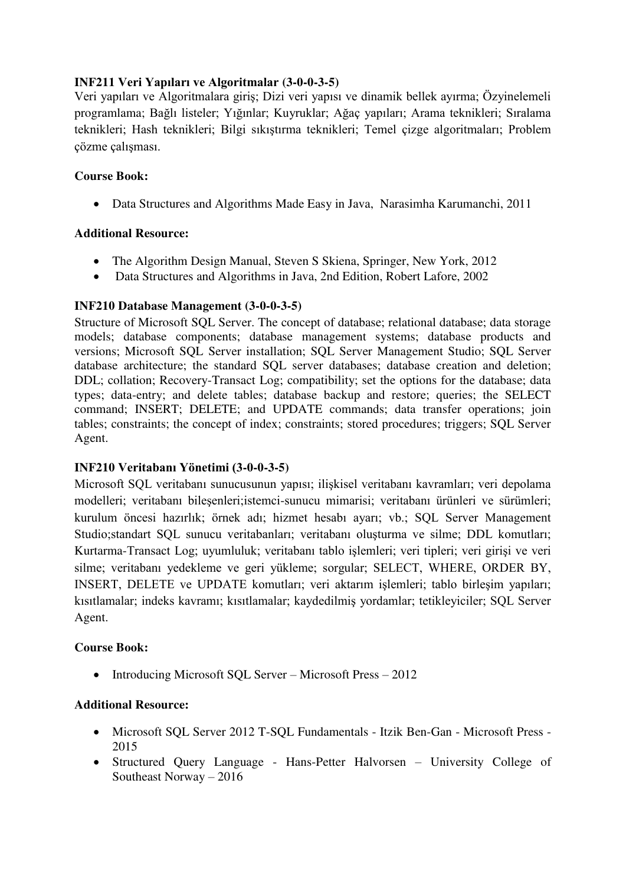**INF211 Veri Yapıları ve Algoritmalar (3-0-0-3-5)**

Veri yapıları ve Algoritmalara giriş; Dizi veri yapısı ve dinamik bellek ayırma; Özyinelemeli programlama; Bağlı listeler; Yığınlar; Kuyruklar; Ağaç yapıları; Arama teknikleri; Sıralama teknikleri; Hash teknikleri; Bilgi sıkıştırma teknikleri; Temel çizge algoritmaları; Problem çözme çalışması.

**Course Book:**

- Data Structures and Algorithms Made Easy in Java, Narasimha Karumanchi, 2011

**Additional Resource:**

- The Algorithm Design Manual, Steven S Skiena, Springer, New York, 2012
- Data Structures and Algorithms in Java, 2nd Edition, Robert Lafore, 2002

**INF210 Database Management (3-0-0-3-5)**

Structure of Microsoft SQL Server. The concept of database; relational database; data storage models; database components; database management systems; database products and versions; Microsoft SQL Server installation; SQL Server Management Studio; SQL Server database architecture; the standard SQL server databases; database creation and deletion; DDL; collation; Recovery-Transact Log; compatibility; set the options for the database; data types; data-entry; and delete tables; database backup and restore; queries; the SELECT command; INSERT; DELETE; and UPDATE commands; data transfer operations; join tables; constraints; the concept of index; constraints; stored procedures; triggers; SQL Server Agent.

**INF210 Veritabanı Yönetimi (3-0-0-3-5)**

Microsoft SQL veritabanı sunucusunun yapısı; ilişkisel veritabanı kavramları; veri depolama modelleri; veritabanı bileşenleri;istemci-sunucu mimarisi; veritabanı ürünleri ve sürümleri; kurulum öncesi hazırlık; örnek adı; hizmet hesabı ayarı; vb.; SQL Server Management Studio;standart SQL sunucu veritabanları; veritabanı oluşturma ve silme; DDL komutları; Kurtarma-Transact Log; uyumluluk; veritabanı tablo işlemleri; veri tipleri; veri girişi ve veri silme; veritabanı yedekleme ve geri yükleme; sorgular; SELECT, WHERE, ORDER BY, INSERT, DELETE ve UPDATE komutları; veri aktarım işlemleri; tablo birleşim yapıları; kısıtlamalar; indeks kavramı; kısıtlamalar; kaydedilmiş yordamlar; tetikleyiciler; SQL Server Agent.

**Course Book:**

- Introducing Microsoft SQL Server – Microsoft Press – 2012

**Additional Resource:**

- Microsoft SQL Server 2012 T-SQL Fundamentals - Itzik Ben-Gan - Microsoft Press - 2015
- Structured Query Language - Hans-Petter Halvorsen – University College of Southeast Norway – 2016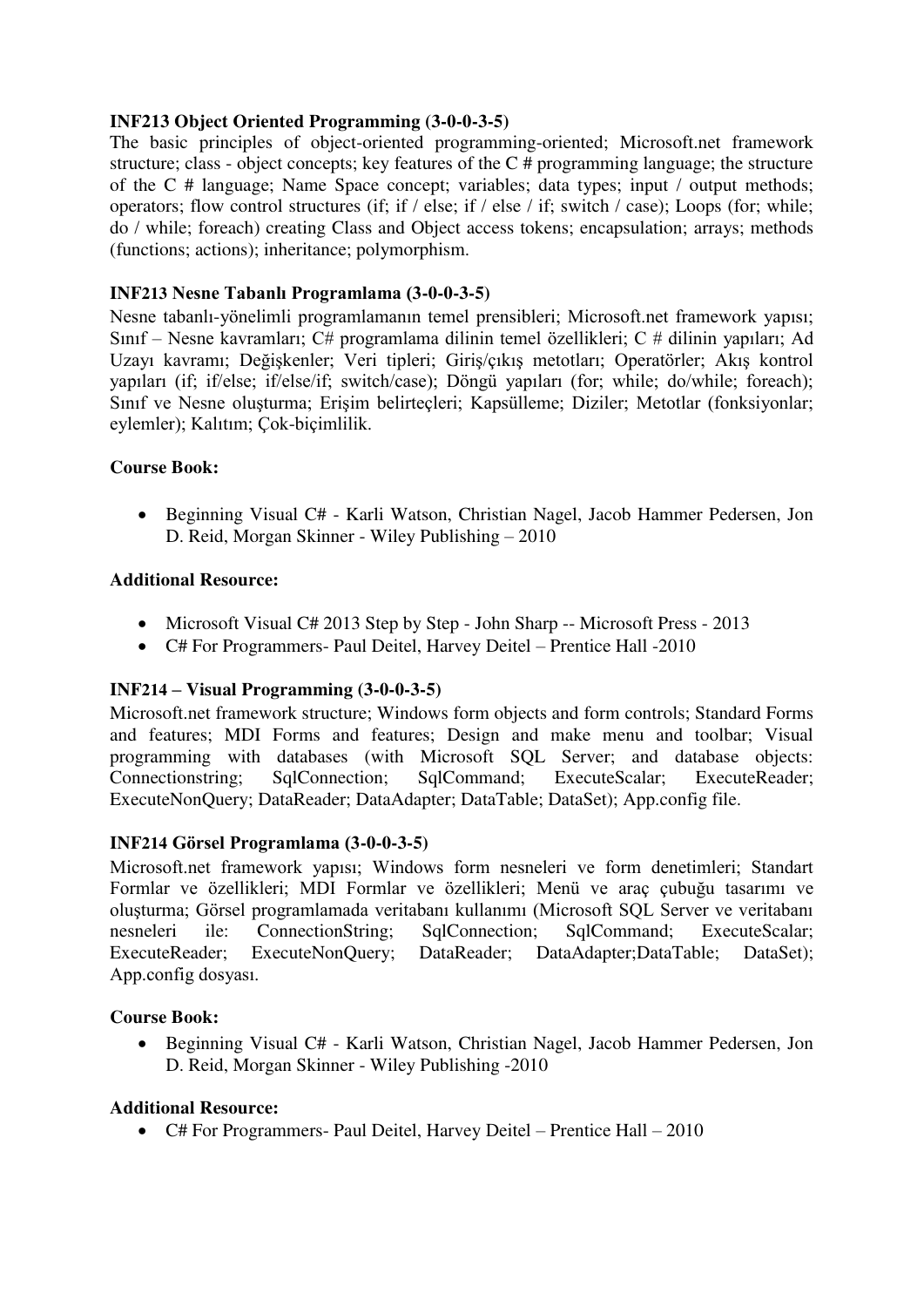**INF213 Object Oriented Programming (3-0-0-3-5)**

The basic principles of object-oriented programming-oriented; Microsoft.net framework structure; class - object concepts; key features of the C # programming language; the structure of the C # language; Name Space concept; variables; data types; input / output methods; operators; flow control structures (if; if / else; if / else / if; switch / case); Loops (for; while; do / while; foreach) creating Class and Object access tokens; encapsulation; arrays; methods (functions; actions); inheritance; polymorphism.

**INF213 Nesne Tabanlı Programlama (3-0-0-3-5)**

Nesne tabanlı-yönelimli programlamanın temel prensibleri; Microsoft.net framework yapısı; Sınıf – Nesne kavramları; C# programlama dilinin temel özellikleri; C # dilinin yapıları; Ad Uzayı kavramı; Değişkenler; Veri tipleri; Giriş/çıkış metotları; Operatörler; Akış kontrol yapıları (if; if/else; if/else/if; switch/case); Döngü yapıları (for; while; do/while; foreach); Sınıf ve Nesne oluşturma; Erişim belirteçleri; Kapsülleme; Diziler; Metotlar (fonksiyonlar; eylemler); Kalıtım; Çok-biçimlilik.

**Course Book:**

- Beginning Visual C# - Karli Watson, Christian Nagel, Jacob Hammer Pedersen, Jon D. Reid, Morgan Skinner - Wiley Publishing – 2010

**Additional Resource:**

- Microsoft Visual C# 2013 Step by Step - John Sharp -- Microsoft Press - 2013
- C# For Programmers- Paul Deitel, Harvey Deitel – Prentice Hall -2010

**INF214 – Visual Programming (3-0-0-3-5)**

Microsoft.net framework structure; Windows form objects and form controls; Standard Forms and features; MDI Forms and features; Design and make menu and toolbar; Visual programming with databases (with Microsoft SQL Server; and database objects: Connectionstring; SqlConnection; SqlCommand; ExecuteScalar; ExecuteReader; ExecuteNonQuery; DataReader; DataAdapter; DataTable; DataSet); App.config file.

**INF214 Görsel Programlama (3-0-0-3-5)**

Microsoft.net framework yapısı; Windows form nesneleri ve form denetimleri; Standart Formlar ve özellikleri; MDI Formlar ve özellikleri; Menü ve araç çubuğu tasarımı ve oluşturma; Görsel programlamada veritabanı kullanımı (Microsoft SQL Server ve veritabanı nesneleri ile: ConnectionString; SqlConnection; SqlCommand; ExecuteScalar; ExecuteReader; ExecuteNonQuery; DataReader; DataAdapter;DataTable; DataSet); App.config dosyası.

**Course Book:**

- Beginning Visual C# - Karli Watson, Christian Nagel, Jacob Hammer Pedersen, Jon D. Reid, Morgan Skinner - Wiley Publishing -2010

**Additional Resource:**

- C# For Programmers- Paul Deitel, Harvey Deitel – Prentice Hall – 2010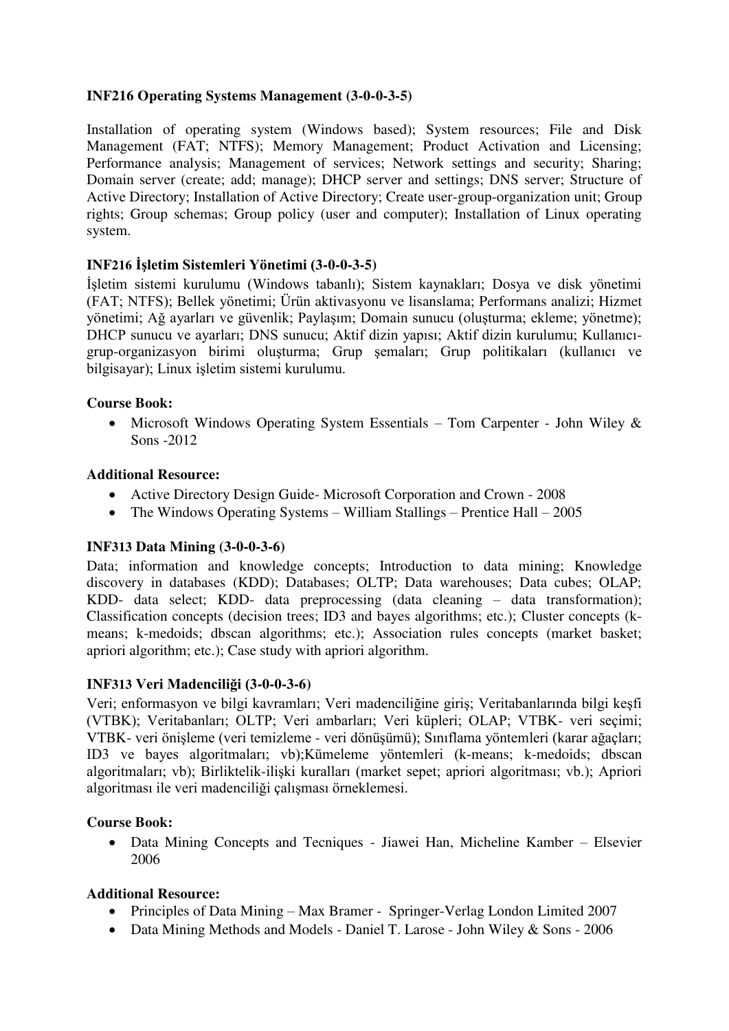**INF216 Operating Systems Management (3-0-0-3-5)**

Installation of operating system (Windows based); System resources; File and Disk Management (FAT; NTFS); Memory Management; Product Activation and Licensing; Performance analysis; Management of services; Network settings and security; Sharing; Domain server (create; add; manage); DHCP server and settings; DNS server; Structure of Active Directory; Installation of Active Directory; Create user-group-organization unit; Group rights; Group schemas; Group policy (user and computer); Installation of Linux operating system.

**INF216 İşletim Sistemleri Yönetimi (3-0-0-3-5)**

İşletim sistemi kurulumu (Windows tabanlı); Sistem kaynakları; Dosya ve disk yönetimi (FAT; NTFS); Bellek yönetimi; Ürün aktivasyonu ve lisanslama; Performans analizi; Hizmet yönetimi; Ağ ayarları ve güvenlik; Paylaşım; Domain sunucu (oluşturma; ekleme; yönetme); DHCP sunucu ve ayarları; DNS sunucu; Aktif dizin yapısı; Aktif dizin kurulumu; Kullanıcı-grup-organizasyon birimi oluşturma; Grup şemaları; Grup politikaları (kullanıcı ve bilgisayar); Linux işletim sistemi kurulumu.

**Course Book:**

- Microsoft Windows Operating System Essentials – Tom Carpenter - John Wiley & Sons -2012

**Additional Resource:**

- Active Directory Design Guide- Microsoft Corporation and Crown - 2008
- The Windows Operating Systems – William Stallings – Prentice Hall – 2005

**INF313 Data Mining (3-0-0-3-6)**

Data; information and knowledge concepts; Introduction to data mining; Knowledge discovery in databases (KDD); Databases; OLTP; Data warehouses; Data cubes; OLAP; KDD- data select; KDD- data preprocessing (data cleaning – data transformation); Classification concepts (decision trees; ID3 and bayes algorithms; etc.); Cluster concepts (k-means; k-medoids; dbscan algorithms; etc.); Association rules concepts (market basket; apriori algorithm; etc.); Case study with apriori algorithm.

**INF313 Veri Madenciliği (3-0-0-3-6)**

Veri; enformasyon ve bilgi kavramları; Veri madenciliğine giriş; Veritabanlarında bilgi keşfi (VTBK); Veritabanları; OLTP; Veri ambarları; Veri küpleri; OLAP; VTBK- veri seçimi; VTBK- veri önişleme (veri temizleme - veri dönüşümü); Sınıflama yöntemleri (karar ağaçları; ID3 ve bayes algoritmaları; vb);Kümeleme yöntemleri (k-means; k-medoids; dbscan algoritmaları; vb); Birliktelik-ilişki kuralları (market sepet; apriori algoritması; vb.); Apriori algoritması ile veri madenciliği çalışması örneklemesi.

**Course Book:**

- Data Mining Concepts and Tecniques - Jiawei Han, Micheline Kamber – Elsevier 2006

**Additional Resource:**

- Principles of Data Mining – Max Bramer - Springer-Verlag London Limited 2007
- Data Mining Methods and Models - Daniel T. Larose - John Wiley & Sons - 2006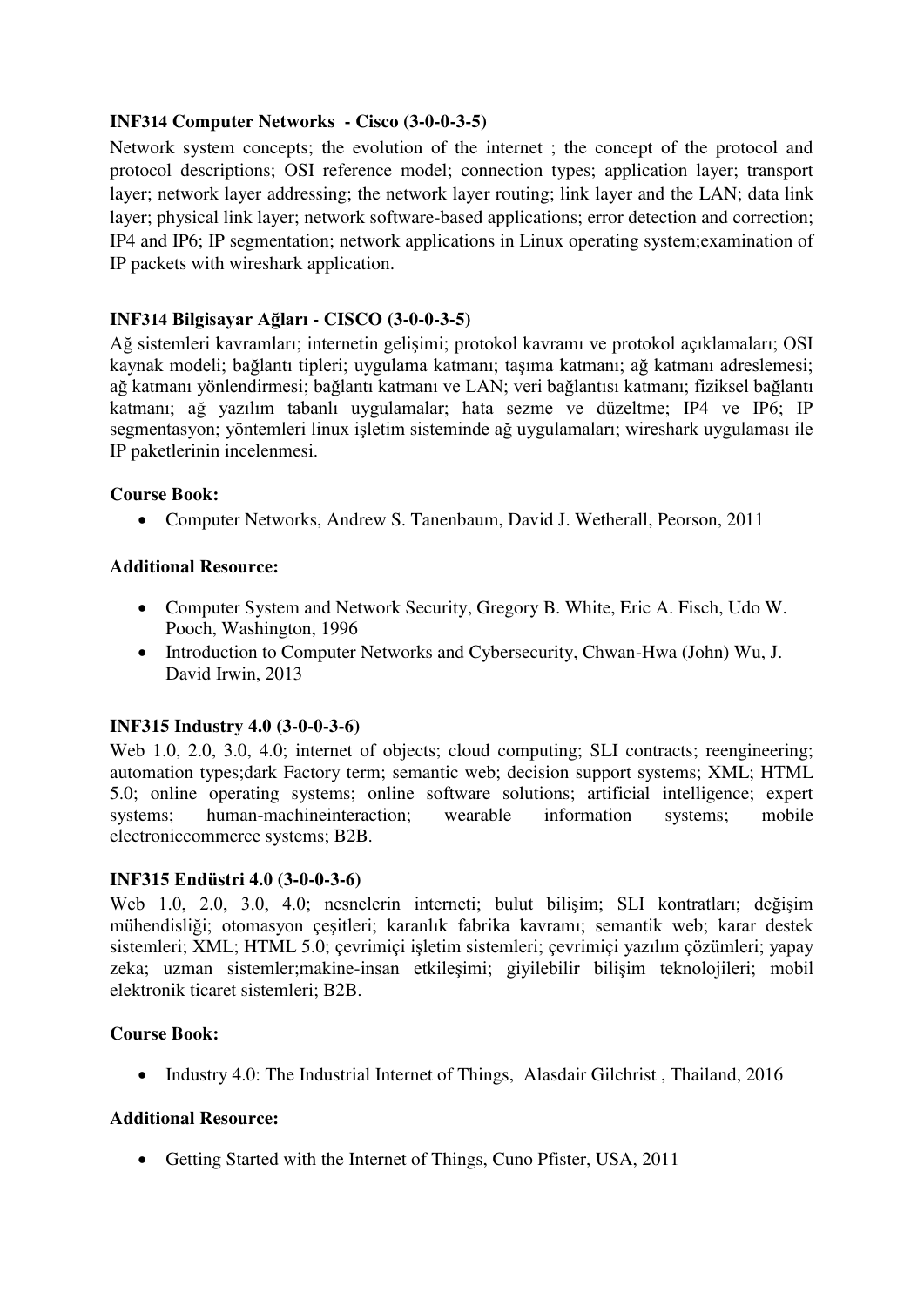**INF314 Computer Networks - Cisco (3-0-0-3-5)**

Network system concepts; the evolution of the internet ; the concept of the protocol and protocol descriptions; OSI reference model; connection types; application layer; transport layer; network layer addressing; the network layer routing; link layer and the LAN; data link layer; physical link layer; network software-based applications; error detection and correction; IP4 and IP6; IP segmentation; network applications in Linux operating system;examination of IP packets with wireshark application.

**INF314 Bilgisayar Ağları - CISCO (3-0-0-3-5)**

Ağ sistemleri kavramları; internetin gelişimi; protokol kavramı ve protokol açıklamaları; OSI kaynak modeli; bağlantı tipleri; uygulama katmanı; taşıma katmanı; ağ katmanı adreslemesi; ağ katmanı yönlendirmesi; bağlantı katmanı ve LAN; veri bağlantısı katmanı; fiziksel bağlantı katmanı; ağ yazılım tabanlı uygulamalar; hata sezme ve düzeltme; IP4 ve IP6; IP segmentasyon; yöntemleri linux işletim sisteminde ağ uygulamaları; wireshark uygulaması ile IP paketlerinin incelenmesi.

**Course Book:**

- Computer Networks, Andrew S. Tanenbaum, David J. Wetherall, Peorson, 2011

**Additional Resource:**

- Computer System and Network Security, Gregory B. White, Eric A. Fisch, Udo W. Pooch, Washington, 1996
- Introduction to Computer Networks and Cybersecurity, Chwan-Hwa (John) Wu, J. David Irwin, 2013

**INF315 Industry 4.0 (3-0-0-3-6)**

Web 1.0, 2.0, 3.0, 4.0; internet of objects; cloud computing; SLI contracts; reengineering; automation types;dark Factory term; semantic web; decision support systems; XML; HTML 5.0; online operating systems; online software solutions; artificial intelligence; expert systems; human-machineinteraction; wearable information systems; mobile electroniccommerce systems; B2B.

**INF315 Endüstri 4.0 (3-0-0-3-6)**

Web 1.0, 2.0, 3.0, 4.0; nesnelerin interneti; bulut bilişim; SLI kontratları; değişim mühendisliği; otomasyon çeşitleri; karanlık fabrika kavramı; semantik web; karar destek sistemleri; XML; HTML 5.0; çevrimiçi işletim sistemleri; çevrimiçi yazılım çözümleri; yapay zeka; uzman sistemler;makine-insan etkileşimi; giyilebilir bilişim teknolojileri; mobil elektronik ticaret sistemleri; B2B.

**Course Book:**

- Industry 4.0: The Industrial Internet of Things, Alasdair Gilchrist , Thailand, 2016

**Additional Resource:**

- Getting Started with the Internet of Things, Cuno Pfister, USA, 2011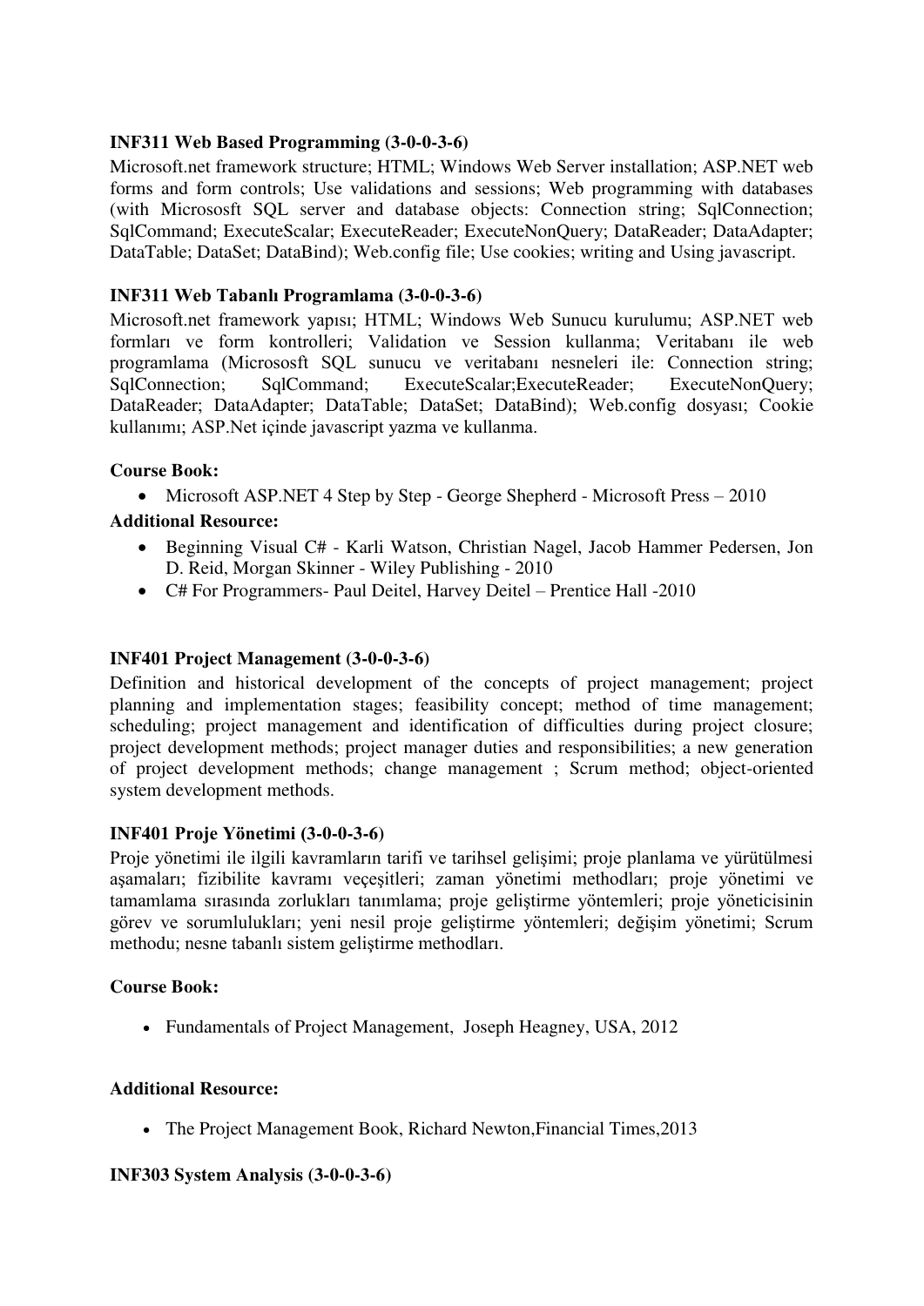**INF311 Web Based Programming (3-0-0-3-6)**

Microsoft.net framework structure; HTML; Windows Web Server installation; ASP.NET web forms and form controls; Use validations and sessions; Web programming with databases (with Micrososft SQL server and database objects: Connection string; SqlConnection; SqlCommand; ExecuteScalar; ExecuteReader; ExecuteNonQuery; DataReader; DataAdapter; DataTable; DataSet; DataBind); Web.config file; Use cookies; writing and Using javascript.

**INF311 Web Tabanlı Programlama (3-0-0-3-6)**

Microsoft.net framework yapısı; HTML; Windows Web Sunucu kurulumu; ASP.NET web formları ve form kontrolleri; Validation ve Session kullanma; Veritabanı ile web programlama (Micrososft SQL sunucu ve veritabanı nesneleri ile: Connection string; SqlConnection; SqlCommand; ExecuteScalar;ExecuteReader; ExecuteNonQuery; DataReader; DataAdapter; DataTable; DataSet; DataBind); Web.config dosyası; Cookie kullanımı; ASP.Net içinde javascript yazma ve kullanma.

**Course Book:**

- Microsoft ASP.NET 4 Step by Step - George Shepherd - Microsoft Press – 2010

**Additional Resource:**

- Beginning Visual C# - Karli Watson, Christian Nagel, Jacob Hammer Pedersen, Jon D. Reid, Morgan Skinner - Wiley Publishing - 2010
- C# For Programmers- Paul Deitel, Harvey Deitel – Prentice Hall -2010

**INF401 Project Management (3-0-0-3-6)**

Definition and historical development of the concepts of project management; project planning and implementation stages; feasibility concept; method of time management; scheduling; project management and identification of difficulties during project closure; project development methods; project manager duties and responsibilities; a new generation of project development methods; change management ; Scrum method; object-oriented system development methods.

**INF401 Proje Yönetimi (3-0-0-3-6)**

Proje yönetimi ile ilgili kavramların tarifi ve tarihsel gelişimi; proje planlama ve yürütülmesi aşamaları; fizibilite kavramı veçeşitleri; zaman yönetimi methodları; proje yönetimi ve tamamlama sırasında zorlukları tanımlama; proje geliştirme yöntemleri; proje yöneticisinin görev ve sorumlulukları; yeni nesil proje geliştirme yöntemleri; değişim yönetimi; Scrum methodu; nesne tabanlı sistem geliştirme methodları.

**Course Book:**

- Fundamentals of Project Management, Joseph Heagney, USA, 2012

**Additional Resource:**

- The Project Management Book, Richard Newton,Financial Times,2013

**INF303 System Analysis (3-0-0-3-6)**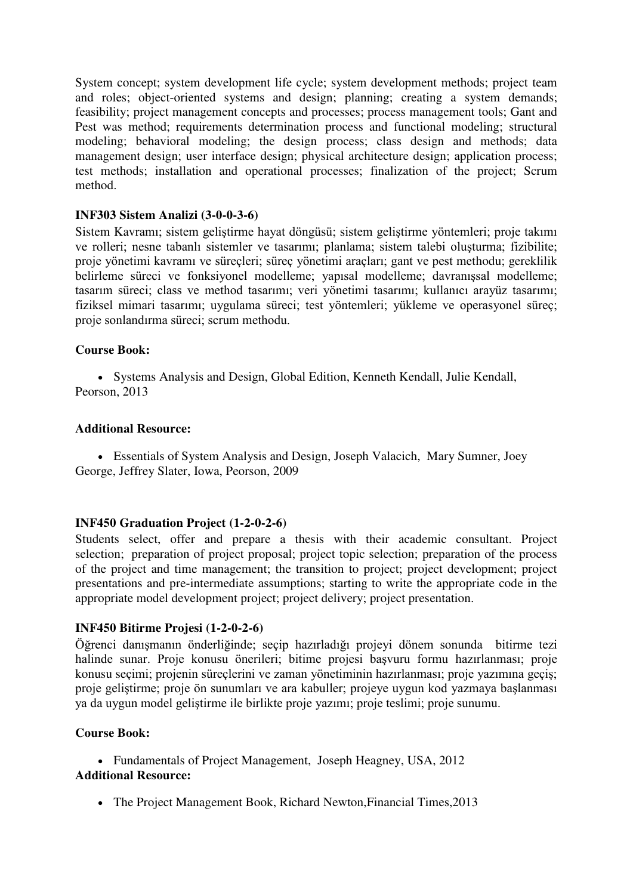System concept; system development life cycle; system development methods; project team and roles; object-oriented systems and design; planning; creating a system demands; feasibility; project management concepts and processes; process management tools; Gant and Pest was method; requirements determination process and functional modeling; structural modeling; behavioral modeling; the design process; class design and methods; data management design; user interface design; physical architecture design; application process; test methods; installation and operational processes; finalization of the project; Scrum method.

**INF303 Sistem Analizi (3-0-0-3-6)**

Sistem Kavramı; sistem geliştirme hayat döngüsü; sistem geliştirme yöntemleri; proje takımı ve rolleri; nesne tabanlı sistemler ve tasarımı; planlama; sistem talebi oluşturma; fizibilite; proje yönetimi kavramı ve süreçleri; süreç yönetimi araçları; gant ve pest methodu; gereklilik belirleme süreci ve fonksiyonel modelleme; yapısal modelleme; davranışsal modelleme; tasarım süreci; class ve method tasarımı; veri yönetimi tasarımı; kullanıcı arayüz tasarımı; fiziksel mimari tasarımı; uygulama süreci; test yöntemleri; yükleme ve operasyonel süreç; proje sonlandırma süreci; scrum methodu.

**Course Book:**

- Systems Analysis and Design, Global Edition, Kenneth Kendall, Julie Kendall, Peorson, 2013

**Additional Resource:**

- Essentials of System Analysis and Design, Joseph Valacich, Mary Sumner, Joey George, Jeffrey Slater, Iowa, Peorson, 2009

**INF450 Graduation Project (1-2-0-2-6)**

Students select, offer and prepare a thesis with their academic consultant. Project selection; preparation of project proposal; project topic selection; preparation of the process of the project and time management; the transition to project; project development; project presentations and pre-intermediate assumptions; starting to write the appropriate code in the appropriate model development project; project delivery; project presentation.

**INF450 Bitirme Projesi (1-2-0-2-6)**

Öğrenci danışmanın önderliğinde; seçip hazırladığı projeyi dönem sonunda bitirme tezi halinde sunar. Proje konusu önerileri; bitime projesi başvuru formu hazırlanması; proje konusu seçimi; projenin süreçlerini ve zaman yönetiminin hazırlanması; proje yazımına geçiş; proje geliştirme; proje ön sunumları ve ara kabuller; projeye uygun kod yazmaya başlanması ya da uygun model geliştirme ile birlikte proje yazımı; proje teslimi; proje sunumu.

**Course Book:**

- Fundamentals of Project Management, Joseph Heagney, USA, 2012

**Additional Resource:**

- The Project Management Book, Richard Newton,Financial Times,2013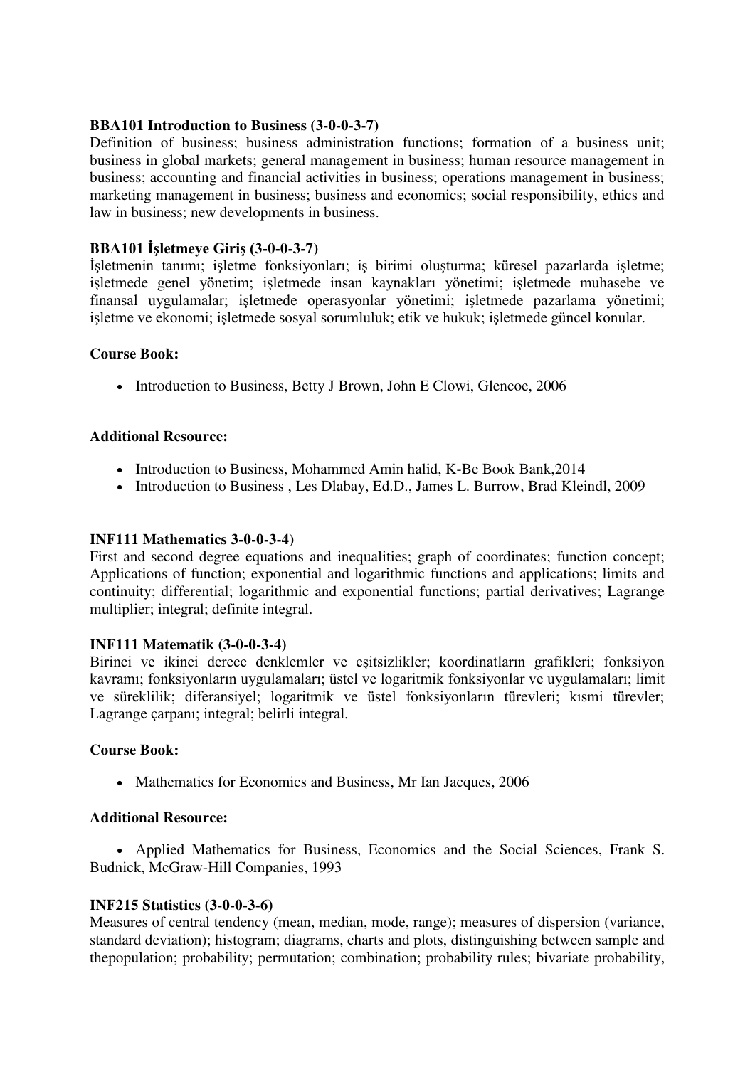**BBA101 Introduction to Business (3-0-0-3-7)**
Definition of business; business administration functions; formation of a business unit; business in global markets; general management in business; human resource management in business; accounting and financial activities in business; operations management in business; marketing management in business; business and economics; social responsibility, ethics and law in business; new developments in business.

**BBA101 İşletmeye Giriş (3-0-0-3-7)**
İşletmenin tanımı; işletme fonksiyonları; iş birimi oluşturma; küresel pazarlarda işletme; işletmede genel yönetim; işletmede insan kaynakları yönetimi; işletmede muhasebe ve finansal uygulamalar; işletmede operasyonlar yönetimi; işletmede pazarlama yönetimi; işletme ve ekonomi; işletmede sosyal sorumluluk; etik ve hukuk; işletmede güncel konular.

**Course Book:**

- Introduction to Business, Betty J Brown, John E Clowi, Glencoe, 2006

**Additional Resource:**

- Introduction to Business, Mohammed Amin halid, K-Be Book Bank,2014
- Introduction to Business , Les Dlabay, Ed.D., James L. Burrow, Brad Kleindl, 2009

**INF111 Mathematics 3-0-0-3-4)**
First and second degree equations and inequalities; graph of coordinates; function concept; Applications of function; exponential and logarithmic functions and applications; limits and continuity; differential; logarithmic and exponential functions; partial derivatives; Lagrange multiplier; integral; definite integral.

**INF111 Matematik (3-0-0-3-4)**
Birinci ve ikinci derece denklemler ve eşitsizlikler; koordinatların grafikleri; fonksiyon kavramı; fonksiyonların uygulamaları; üstel ve logaritmik fonksiyonlar ve uygulamaları; limit ve süreklilik; diferansiyel; logaritmik ve üstel fonksiyonların türevleri; kısmi türevler; Lagrange çarpanı; integral; belirli integral.

**Course Book:**

- Mathematics for Economics and Business, Mr Ian Jacques, 2006

**Additional Resource:**

- Applied Mathematics for Business, Economics and the Social Sciences, Frank S. Budnick, McGraw-Hill Companies, 1993

**INF215 Statistics (3-0-0-3-6)**
Measures of central tendency (mean, median, mode, range); measures of dispersion (variance, standard deviation); histogram; diagrams, charts and plots, distinguishing between sample and thepopulation; probability; permutation; combination; probability rules; bivariate probability,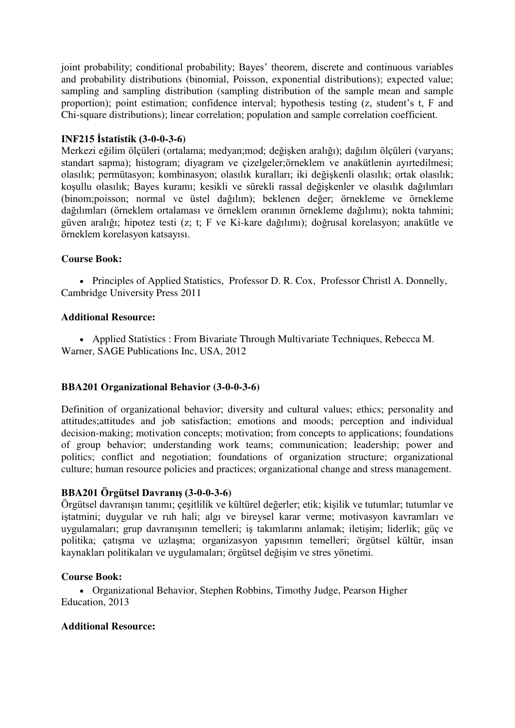joint probability; conditional probability; Bayes' theorem, discrete and continuous variables and probability distributions (binomial, Poisson, exponential distributions); expected value; sampling and sampling distribution (sampling distribution of the sample mean and sample proportion); point estimation; confidence interval; hypothesis testing (z, student's t, F and Chi-square distributions); linear correlation; population and sample correlation coefficient.

**INF215 İstatistik (3-0-0-3-6)**

Merkezi eğilim ölçüleri (ortalama; medyan;mod; değişken aralığı); dağılım ölçüleri (varyans; standart sapma); histogram; diyagram ve çizelgeler;örneklem ve anakütlenin ayırtedilmesi; olasılık; permütasyon; kombinasyon; olasılık kuralları; iki değişkenli olasılık; ortak olasılık; koşullu olasılık; Bayes kuramı; kesikli ve sürekli rassal değişkenler ve olasılık dağılımları (binom;poisson; normal ve üstel dağılım); beklenen değer; örnekleme ve örnekleme dağılımları (örneklem ortalaması ve örneklem oranının örnekleme dağılımı); nokta tahmini; güven aralığı; hipotez testi (z; t; F ve Ki-kare dağılımı); doğrusal korelasyon; anakütle ve örneklem korelasyon katsayısı.

**Course Book:**

- Principles of Applied Statistics, Professor D. R. Cox, Professor Christl A. Donnelly, Cambridge University Press 2011

**Additional Resource:**

- Applied Statistics : From Bivariate Through Multivariate Techniques, Rebecca M. Warner, SAGE Publications Inc, USA, 2012

**BBA201 Organizational Behavior (3-0-0-3-6)**

Definition of organizational behavior; diversity and cultural values; ethics; personality and attitudes;attitudes and job satisfaction; emotions and moods; perception and individual decision-making; motivation concepts; motivation; from concepts to applications; foundations of group behavior; understanding work teams; communication; leadership; power and politics; conflict and negotiation; foundations of organization structure; organizational culture; human resource policies and practices; organizational change and stress management.

**BBA201 Örgütsel Davranış (3-0-0-3-6)**

Örgütsel davranışın tanımı; çeşitlilik ve kültürel değerler; etik; kişilik ve tutumlar; tutumlar ve iştatmini; duygular ve ruh hali; algı ve bireysel karar verme; motivasyon kavramları ve uygulamaları; grup davranışının temelleri; iş takımlarını anlamak; iletişim; liderlik; güç ve politika; çatışma ve uzlaşma; organizasyon yapısının temelleri; örgütsel kültür, insan kaynakları politikaları ve uygulamaları; örgütsel değişim ve stres yönetimi.

**Course Book:**

- Organizational Behavior, Stephen Robbins, Timothy Judge, Pearson Higher Education, 2013

**Additional Resource:**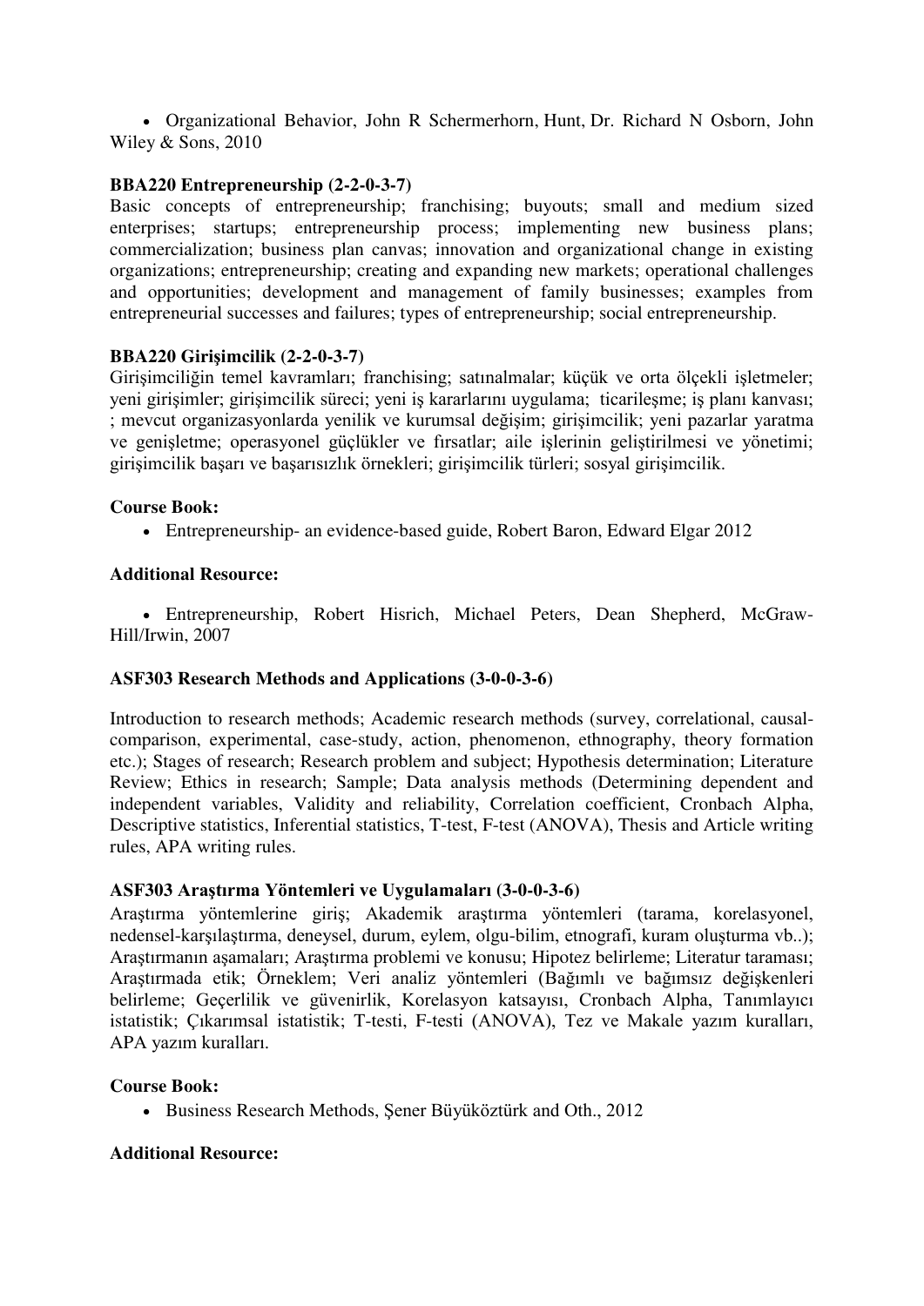- Organizational Behavior, John R Schermerhorn, Hunt, Dr. Richard N Osborn, John Wiley & Sons, 2010

**BBA220 Entrepreneurship (2-2-0-3-7)**

Basic concepts of entrepreneurship; franchising; buyouts; small and medium sized enterprises; startups; entrepreneurship process; implementing new business plans; commercialization; business plan canvas; innovation and organizational change in existing organizations; entrepreneurship; creating and expanding new markets; operational challenges and opportunities; development and management of family businesses; examples from entrepreneurial successes and failures; types of entrepreneurship; social entrepreneurship.

**BBA220 Girişimcilik (2-2-0-3-7)**

Girişimciliğin temel kavramları; franchising; satınalmalar; küçük ve orta ölçekli işletmeler; yeni girişimler; girişimcilik süreci; yeni iş kararlarını uygulama; ticarileşme; iş planı kanvası; ; mevcut organizasyonlarda yenilik ve kurumsal değişim; girişimcilik; yeni pazarlar yaratma ve genişletme; operasyonel güçlükler ve fırsatlar; aile işlerinin geliştirilmesi ve yönetimi; girişimcilik başarı ve başarısızlık örnekleri; girişimcilik türleri; sosyal girişimcilik.

**Course Book:**

- Entrepreneurship- an evidence-based guide, Robert Baron, Edward Elgar 2012

**Additional Resource:**

- Entrepreneurship, Robert Hisrich, Michael Peters, Dean Shepherd, McGraw-Hill/Irwin, 2007

**ASF303 Research Methods and Applications (3-0-0-3-6)**

Introduction to research methods; Academic research methods (survey, correlational, causal-comparison, experimental, case-study, action, phenomenon, ethnography, theory formation etc.); Stages of research; Research problem and subject; Hypothesis determination; Literature Review; Ethics in research; Sample; Data analysis methods (Determining dependent and independent variables, Validity and reliability, Correlation coefficient, Cronbach Alpha, Descriptive statistics, Inferential statistics, T-test, F-test (ANOVA), Thesis and Article writing rules, APA writing rules.

**ASF303 Araştırma Yöntemleri ve Uygulamaları (3-0-0-3-6)**

Araştırma yöntemlerine giriş; Akademik araştırma yöntemleri (tarama, korelasyonel, nedensel-karşılaştırma, deneysel, durum, eylem, olgu-bilim, etnografi, kuram oluşturma vb..); Araştırmanın aşamaları; Araştırma problemi ve konusu; Hipotez belirleme; Literatur taraması; Araştırmada etik; Örneklem; Veri analiz yöntemleri (Bağımlı ve bağımsız değişkenleri belirleme; Geçerlilik ve güvenirlik, Korelasyon katsayısı, Cronbach Alpha, Tanımlayıcı istatistik; Çıkarımsal istatistik; T-testi, F-testi (ANOVA), Tez ve Makale yazım kuralları, APA yazım kuralları.

**Course Book:**

- Business Research Methods, Şener Büyüköztürk and Oth., 2012

**Additional Resource:**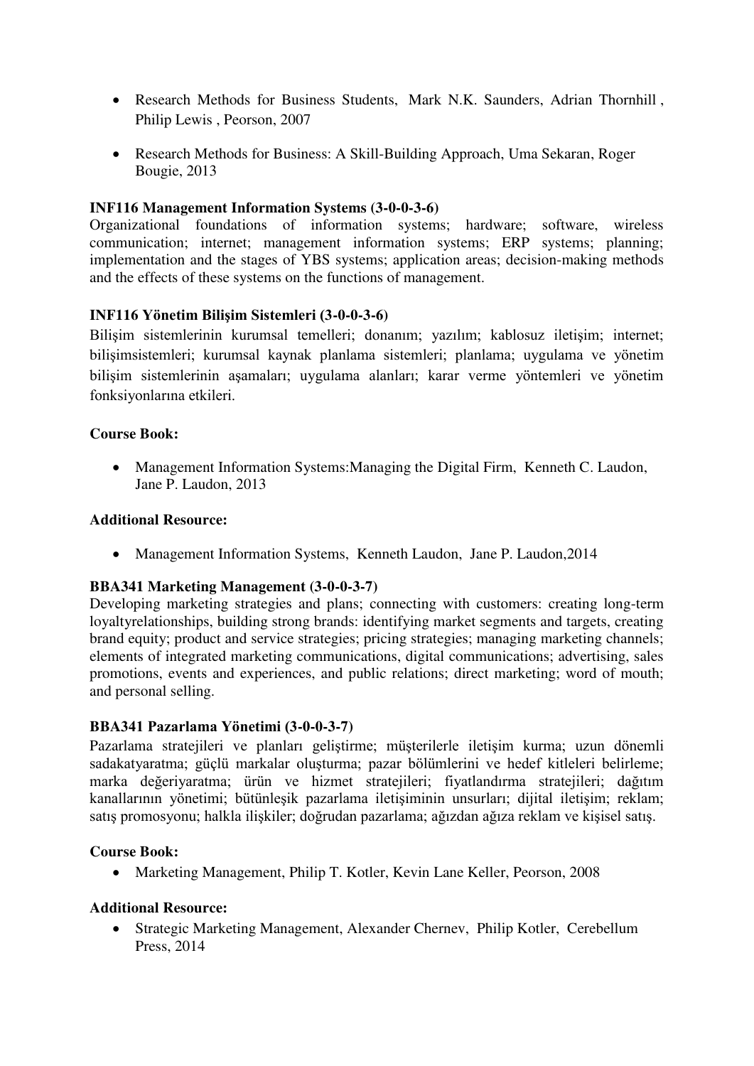- Research Methods for Business Students, Mark N.K. Saunders, Adrian Thornhill , Philip Lewis , Peorson, 2007
- Research Methods for Business: A Skill-Building Approach, Uma Sekaran, Roger Bougie, 2013

**INF116 Management Information Systems (3-0-0-3-6)**
Organizational foundations of information systems; hardware; software, wireless communication; internet; management information systems; ERP systems; planning; implementation and the stages of YBS systems; application areas; decision-making methods and the effects of these systems on the functions of management.

**INF116 Yönetim Bilişim Sistemleri (3-0-0-3-6)**
Bilişim sistemlerinin kurumsal temelleri; donanım; yazılım; kablosuz iletişim; internet; bilişimsistemleri; kurumsal kaynak planlama sistemleri; planlama; uygulama ve yönetim bilişim sistemlerinin aşamaları; uygulama alanları; karar verme yöntemleri ve yönetim fonksiyonlarına etkileri.

**Course Book:**

- Management Information Systems:Managing the Digital Firm, Kenneth C. Laudon, Jane P. Laudon, 2013

**Additional Resource:**

- Management Information Systems, Kenneth Laudon, Jane P. Laudon,2014

**BBA341 Marketing Management (3-0-0-3-7)**
Developing marketing strategies and plans; connecting with customers: creating long-term loyaltyrelationships, building strong brands: identifying market segments and targets, creating brand equity; product and service strategies; pricing strategies; managing marketing channels; elements of integrated marketing communications, digital communications; advertising, sales promotions, events and experiences, and public relations; direct marketing; word of mouth; and personal selling.

**BBA341 Pazarlama Yönetimi (3-0-0-3-7)**
Pazarlama stratejileri ve planları geliştirme; müşterilerle iletişim kurma; uzun dönemli sadakatyaratma; güçlü markalar oluşturma; pazar bölümlerini ve hedef kitleleri belirleme; marka değeriyaratma; ürün ve hizmet stratejileri; fiyatlandırma stratejileri; dağıtım kanallarının yönetimi; bütünleşik pazarlama iletişiminin unsurları; dijital iletişim; reklam; satış promosyonu; halkla ilişkiler; doğrudan pazarlama; ağızdan ağıza reklam ve kişisel satış.

**Course Book:**

- Marketing Management, Philip T. Kotler, Kevin Lane Keller, Peorson, 2008

**Additional Resource:**

- Strategic Marketing Management, Alexander Chernev, Philip Kotler, Cerebellum Press, 2014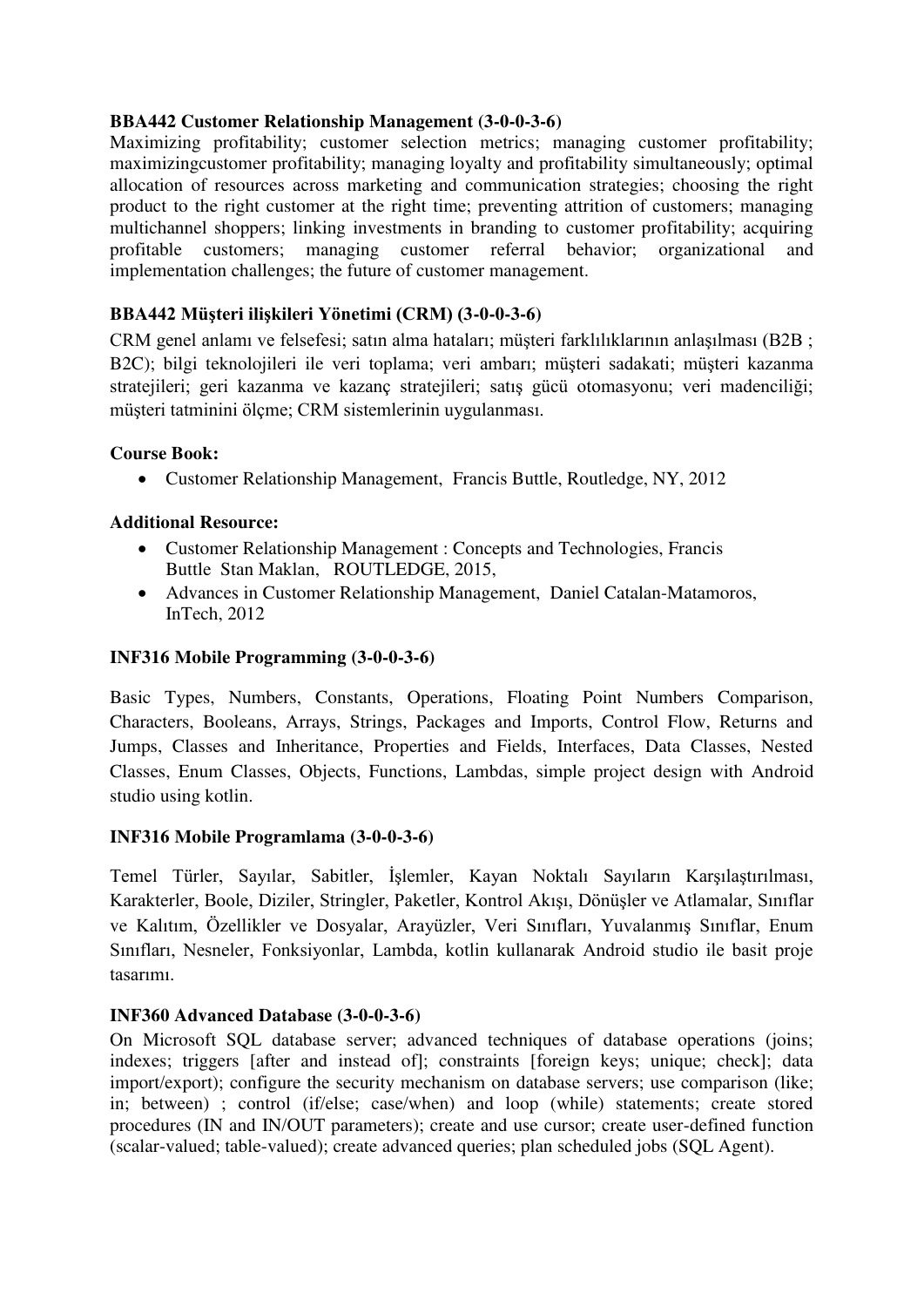**BBA442 Customer Relationship Management (3-0-0-3-6)**

Maximizing profitability; customer selection metrics; managing customer profitability; maximizingcustomer profitability; managing loyalty and profitability simultaneously; optimal allocation of resources across marketing and communication strategies; choosing the right product to the right customer at the right time; preventing attrition of customers; managing multichannel shoppers; linking investments in branding to customer profitability; acquiring profitable customers; managing customer referral behavior; organizational and implementation challenges; the future of customer management.

**BBA442 Müşteri ilişkileri Yönetimi (CRM) (3-0-0-3-6)**

CRM genel anlamı ve felsefesi; satın alma hataları; müşteri farklılıklarının anlaşılması (B2B ; B2C); bilgi teknolojileri ile veri toplama; veri ambarı; müşteri sadakati; müşteri kazanma stratejileri; geri kazanma ve kazanç stratejileri; satış gücü otomasyonu; veri madenciliği; müşteri tatminini ölçme; CRM sistemlerinin uygulanması.

**Course Book:**

- Customer Relationship Management, Francis Buttle, Routledge, NY, 2012

**Additional Resource:**

- Customer Relationship Management : Concepts and Technologies, Francis Buttle Stan Maklan, ROUTLEDGE, 2015,
- Advances in Customer Relationship Management, Daniel Catalan-Matamoros, InTech, 2012

**INF316 Mobile Programming (3-0-0-3-6)**

Basic Types, Numbers, Constants, Operations, Floating Point Numbers Comparison, Characters, Booleans, Arrays, Strings, Packages and Imports, Control Flow, Returns and Jumps, Classes and Inheritance, Properties and Fields, Interfaces, Data Classes, Nested Classes, Enum Classes, Objects, Functions, Lambdas, simple project design with Android studio using kotlin.

**INF316 Mobile Programlama (3-0-0-3-6)**

Temel Türler, Sayılar, Sabitler, İşlemler, Kayan Noktalı Sayıların Karşılaştırılması, Karakterler, Boole, Diziler, Stringler, Paketler, Kontrol Akışı, Dönüşler ve Atlamalar, Sınıflar ve Kalıtım, Özellikler ve Dosyalar, Arayüzler, Veri Sınıfları, Yuvalanmış Sınıflar, Enum Sınıfları, Nesneler, Fonksiyonlar, Lambda, kotlin kullanarak Android studio ile basit proje tasarımı.

**INF360 Advanced Database (3-0-0-3-6)**

On Microsoft SQL database server; advanced techniques of database operations (joins; indexes; triggers [after and instead of]; constraints [foreign keys; unique; check]; data import/export); configure the security mechanism on database servers; use comparison (like; in; between) ; control (if/else; case/when) and loop (while) statements; create stored procedures (IN and IN/OUT parameters); create and use cursor; create user-defined function (scalar-valued; table-valued); create advanced queries; plan scheduled jobs (SQL Agent).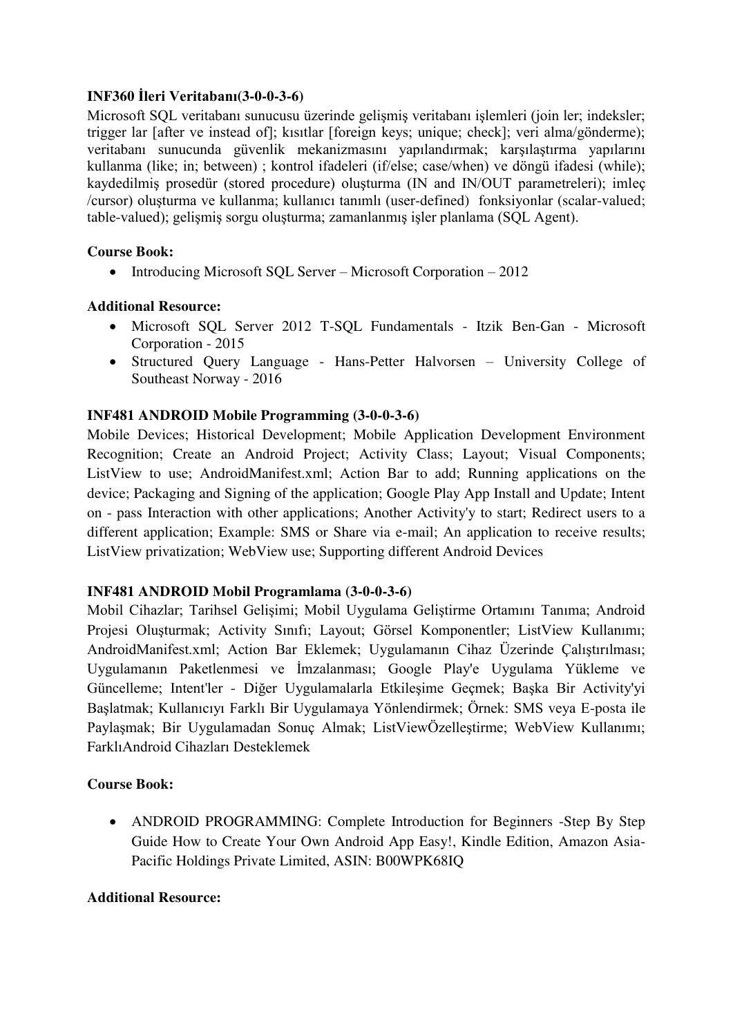**INF360 İleri Veritabanı(3-0-0-3-6)**

Microsoft SQL veritabanı sunucusu üzerinde gelişmiş veritabanı işlemleri (join ler; indeksler; trigger lar [after ve instead of]; kısıtlar [foreign keys; unique; check]; veri alma/gönderme); veritabanı sunucunda güvenlik mekanizmasını yapılandırmak; karşılaştırma yapılarını kullanma (like; in; between) ; kontrol ifadeleri (if/else; case/when) ve döngü ifadesi (while); kaydedilmiş prosedür (stored procedure) oluşturma (IN and IN/OUT parametreleri); imleç /cursor) oluşturma ve kullanma; kullanıcı tanımlı (user-defined) fonksiyonlar (scalar-valued; table-valued); gelişmiş sorgu oluşturma; zamanlanmış işler planlama (SQL Agent).

**Course Book:**

- Introducing Microsoft SQL Server – Microsoft Corporation – 2012

**Additional Resource:**

- Microsoft SQL Server 2012 T-SQL Fundamentals - Itzik Ben-Gan - Microsoft Corporation - 2015
- Structured Query Language - Hans-Petter Halvorsen – University College of Southeast Norway - 2016

**INF481 ANDROID Mobile Programming (3-0-0-3-6)**

Mobile Devices; Historical Development; Mobile Application Development Environment Recognition; Create an Android Project; Activity Class; Layout; Visual Components; ListView to use; AndroidManifest.xml; Action Bar to add; Running applications on the device; Packaging and Signing of the application; Google Play App Install and Update; Intent on - pass Interaction with other applications; Another Activity'y to start; Redirect users to a different application; Example: SMS or Share via e-mail; An application to receive results; ListView privatization; WebView use; Supporting different Android Devices

**INF481 ANDROID Mobil Programlama (3-0-0-3-6)**

Mobil Cihazlar; Tarihsel Gelişimi; Mobil Uygulama Geliştirme Ortamını Tanıma; Android Projesi Oluşturmak; Activity Sınıfı; Layout; Görsel Komponentler; ListView Kullanımı; AndroidManifest.xml; Action Bar Eklemek; Uygulamanın Cihaz Üzerinde Çalıştırılması; Uygulamanın Paketlenmesi ve İmzalanması; Google Play'e Uygulama Yükleme ve Güncelleme; Intent'ler - Diğer Uygulamalarla Etkileşime Geçmek; Başka Bir Activity'yi Başlatmak; Kullanıcıyı Farklı Bir Uygulamaya Yönlendirmek; Örnek: SMS veya E-posta ile Paylaşmak; Bir Uygulamadan Sonuç Almak; ListViewÖzelleştirme; WebView Kullanımı; FarklıAndroid Cihazları Desteklemek

**Course Book:**

- ANDROID PROGRAMMING: Complete Introduction for Beginners -Step By Step Guide How to Create Your Own Android App Easy!, Kindle Edition, Amazon Asia-Pacific Holdings Private Limited, ASIN: B00WPK68IQ

**Additional Resource:**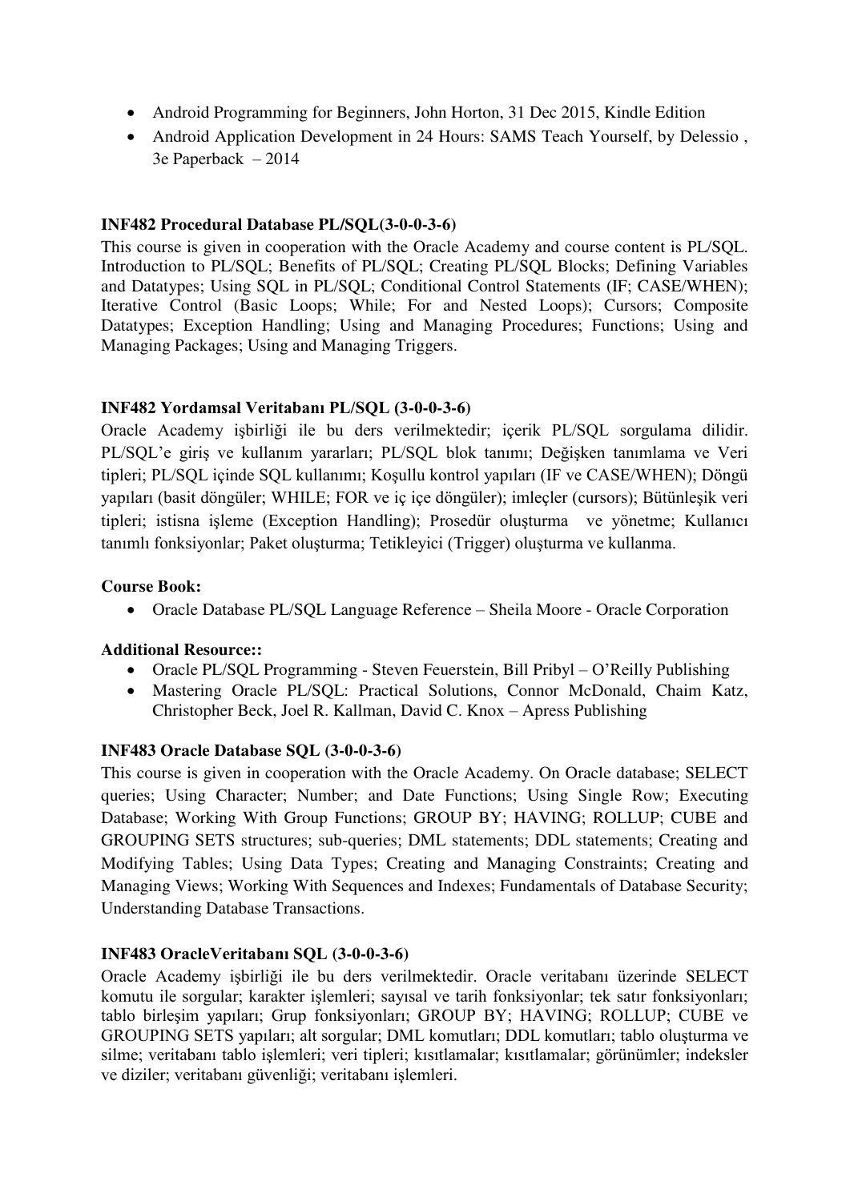- Android Programming for Beginners, John Horton, 31 Dec 2015, Kindle Edition
- Android Application Development in 24 Hours: SAMS Teach Yourself, by Delessio , 3e Paperback – 2014

**INF482 Procedural Database PL/SQL(3-0-0-3-6)**

This course is given in cooperation with the Oracle Academy and course content is PL/SQL. Introduction to PL/SQL; Benefits of PL/SQL; Creating PL/SQL Blocks; Defining Variables and Datatypes; Using SQL in PL/SQL; Conditional Control Statements (IF; CASE/WHEN); Iterative Control (Basic Loops; While; For and Nested Loops); Cursors; Composite Datatypes; Exception Handling; Using and Managing Procedures; Functions; Using and Managing Packages; Using and Managing Triggers.

**INF482 Yordamsal Veritabanı PL/SQL (3-0-0-3-6)**

Oracle Academy işbirliği ile bu ders verilmektedir; içerik PL/SQL sorgulama dilidir. PL/SQL'e giriş ve kullanım yararları; PL/SQL blok tanımı; Değişken tanımlama ve Veri tipleri; PL/SQL içinde SQL kullanımı; Koşullu kontrol yapıları (IF ve CASE/WHEN); Döngü yapıları (basit döngüler; WHILE; FOR ve iç içe döngüler); imleçler (cursors); Bütünleşik veri tipleri; istisna işleme (Exception Handling); Prosedür oluşturma ve yönetme; Kullanıcı tanımlı fonksiyonlar; Paket oluşturma; Tetikleyici (Trigger) oluşturma ve kullanma.

**Course Book:**

- Oracle Database PL/SQL Language Reference – Sheila Moore - Oracle Corporation

**Additional Resource::**

- Oracle PL/SQL Programming - Steven Feuerstein, Bill Pribyl – O'Reilly Publishing
- Mastering Oracle PL/SQL: Practical Solutions, Connor McDonald, Chaim Katz, Christopher Beck, Joel R. Kallman, David C. Knox – Apress Publishing

**INF483 Oracle Database SQL (3-0-0-3-6)**

This course is given in cooperation with the Oracle Academy. On Oracle database; SELECT queries; Using Character; Number; and Date Functions; Using Single Row; Executing Database; Working With Group Functions; GROUP BY; HAVING; ROLLUP; CUBE and GROUPING SETS structures; sub-queries; DML statements; DDL statements; Creating and Modifying Tables; Using Data Types; Creating and Managing Constraints; Creating and Managing Views; Working With Sequences and Indexes; Fundamentals of Database Security; Understanding Database Transactions.

**INF483 OracleVeritabanı SQL (3-0-0-3-6)**

Oracle Academy işbirliği ile bu ders verilmektedir. Oracle veritabanı üzerinde SELECT komutu ile sorgular; karakter işlemleri; sayısal ve tarih fonksiyonlar; tek satır fonksiyonları; tablo birleşim yapıları; Grup fonksiyonları; GROUP BY; HAVING; ROLLUP; CUBE ve GROUPING SETS yapıları; alt sorgular; DML komutları; DDL komutları; tablo oluşturma ve silme; veritabanı tablo işlemleri; veri tipleri; kısıtlamalar; kısıtlamalar; görünümler; indeksler ve diziler; veritabanı güvenliği; veritabanı işlemleri.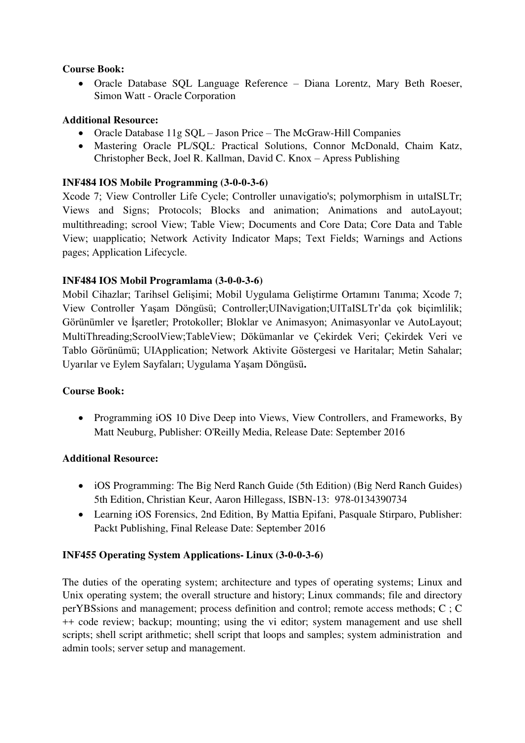**Course Book:**

- Oracle Database SQL Language Reference – Diana Lorentz, Mary Beth Roeser, Simon Watt - Oracle Corporation

**Additional Resource:**

- Oracle Database 11g SQL – Jason Price – The McGraw-Hill Companies
- Mastering Oracle PL/SQL: Practical Solutions, Connor McDonald, Chaim Katz, Christopher Beck, Joel R. Kallman, David C. Knox – Apress Publishing

**INF484 IOS Mobile Programming (3-0-0-3-6)**

Xcode 7; View Controller Life Cycle; Controller uınavigatio's; polymorphism in uıtaISLTr; Views and Signs; Protocols; Blocks and animation; Animations and autoLayout; multithreading; scrool View; Table View; Documents and Core Data; Core Data and Table View; uıapplicatio; Network Activity Indicator Maps; Text Fields; Warnings and Actions pages; Application Lifecycle.

**INF484 IOS Mobil Programlama (3-0-0-3-6)**

Mobil Cihazlar; Tarihsel Gelişimi; Mobil Uygulama Geliştirme Ortamını Tanıma; Xcode 7; View Controller Yaşam Döngüsü; Controller;UINavigation;UITaISLTr'da çok biçimlilik; Görünümler ve İşaretler; Protokoller; Bloklar ve Animasyon; Animasyonlar ve AutoLayout; MultiThreading;ScroolView;TableView; Dökümanlar ve Çekirdek Veri; Çekirdek Veri ve Tablo Görünümü; UIApplication; Network Aktivite Göstergesi ve Haritalar; Metin Sahalar; Uyarılar ve Eylem Sayfaları; Uygulama Yaşam Döngüsü**.**

**Course Book:**

- Programming iOS 10 Dive Deep into Views, View Controllers, and Frameworks, By Matt Neuburg, Publisher: O'Reilly Media, Release Date: September 2016

**Additional Resource:**

- iOS Programming: The Big Nerd Ranch Guide (5th Edition) (Big Nerd Ranch Guides) 5th Edition, Christian Keur, Aaron Hillegass, ISBN-13: 978-0134390734
- Learning iOS Forensics, 2nd Edition, By Mattia Epifani, Pasquale Stirparo, Publisher: Packt Publishing, Final Release Date: September 2016

**INF455 Operating System Applications- Linux (3-0-0-3-6)**

The duties of the operating system; architecture and types of operating systems; Linux and Unix operating system; the overall structure and history; Linux commands; file and directory perYBSsions and management; process definition and control; remote access methods; C ; C ++ code review; backup; mounting; using the vi editor; system management and use shell scripts; shell script arithmetic; shell script that loops and samples; system administration and admin tools; server setup and management.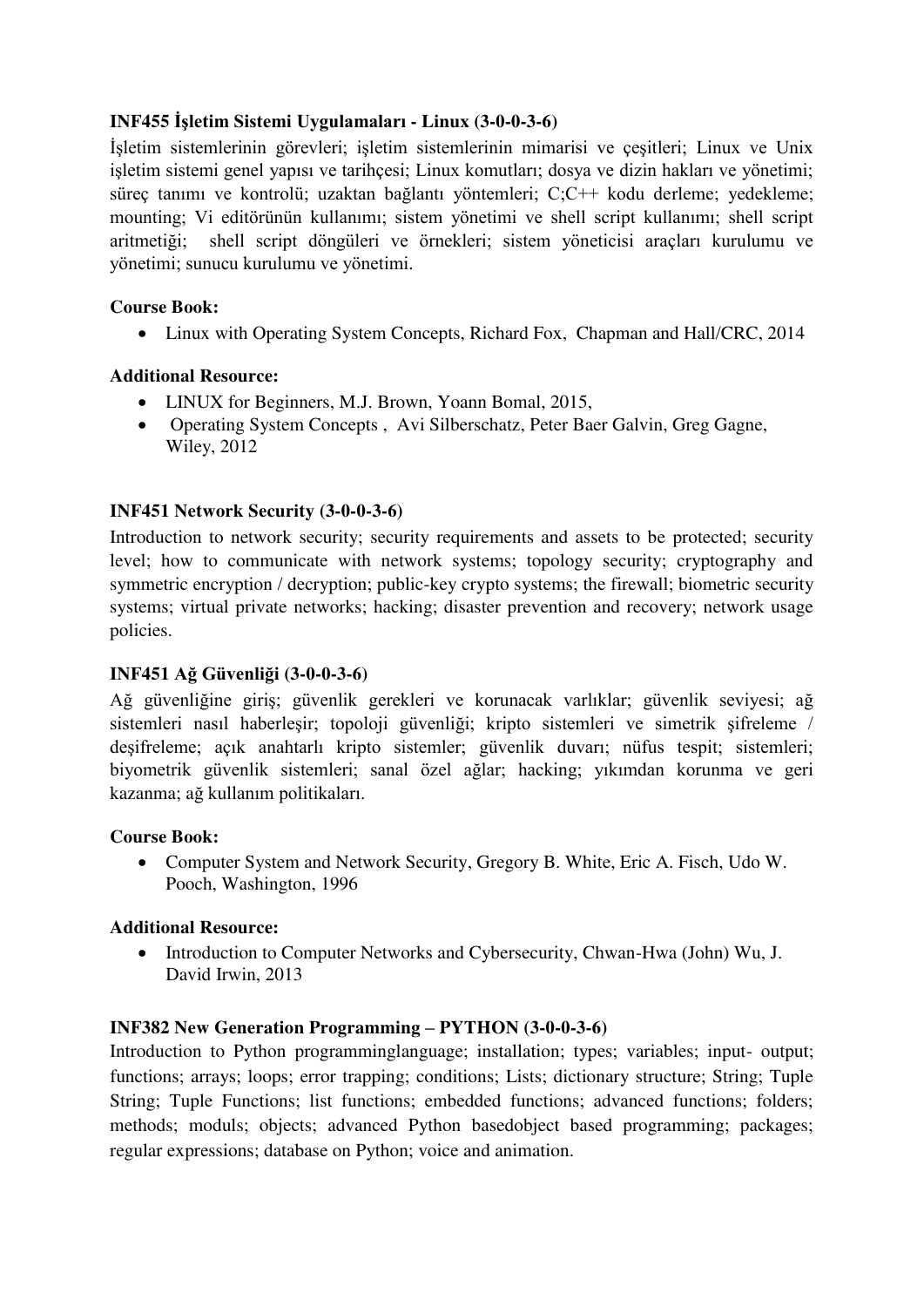### INF455 İşletim Sistemi Uygulamaları - Linux (3-0-0-3-6)

İşletim sistemlerinin görevleri; işletim sistemlerinin mimarisi ve çeşitleri; Linux ve Unix işletim sistemi genel yapısı ve tarihçesi; Linux komutları; dosya ve dizin hakları ve yönetimi; süreç tanımı ve kontrolü; uzaktan bağlantı yöntemleri; C;C++ kodu derleme; yedekleme; mounting; Vi editörünün kullanımı; sistem yönetimi ve shell script kullanımı; shell script aritmetiği; shell script döngüleri ve örnekleri; sistem yöneticisi araçları kurulumu ve yönetimi; sunucu kurulumu ve yönetimi.

**Course Book:**

- Linux with Operating System Concepts, Richard Fox, Chapman and Hall/CRC, 2014

**Additional Resource:**

- LINUX for Beginners, M.J. Brown, Yoann Bomal, 2015,
- Operating System Concepts , Avi Silberschatz, Peter Baer Galvin, Greg Gagne, Wiley, 2012

### INF451 Network Security (3-0-0-3-6)

Introduction to network security; security requirements and assets to be protected; security level; how to communicate with network systems; topology security; cryptography and symmetric encryption / decryption; public-key crypto systems; the firewall; biometric security systems; virtual private networks; hacking; disaster prevention and recovery; network usage policies.

### INF451 Ağ Güvenliği (3-0-0-3-6)

Ağ güvenliğine giriş; güvenlik gerekleri ve korunacak varlıklar; güvenlik seviyesi; ağ sistemleri nasıl haberleşir; topoloji güvenliği; kripto sistemleri ve simetrik şifreleme / deşifreleme; açık anahtarlı kripto sistemler; güvenlik duvarı; nüfus tespit; sistemleri; biyometrik güvenlik sistemleri; sanal özel ağlar; hacking; yıkımdan korunma ve geri kazanma; ağ kullanım politikaları.

**Course Book:**

- Computer System and Network Security, Gregory B. White, Eric A. Fisch, Udo W. Pooch, Washington, 1996

**Additional Resource:**

- Introduction to Computer Networks and Cybersecurity, Chwan-Hwa (John) Wu, J. David Irwin, 2013

### INF382 New Generation Programming – PYTHON (3-0-0-3-6)

Introduction to Python programminglanguage; installation; types; variables; input- output; functions; arrays; loops; error trapping; conditions; Lists; dictionary structure; String; Tuple String; Tuple Functions; list functions; embedded functions; advanced functions; folders; methods; moduls; objects; advanced Python basedobject based programming; packages; regular expressions; database on Python; voice and animation.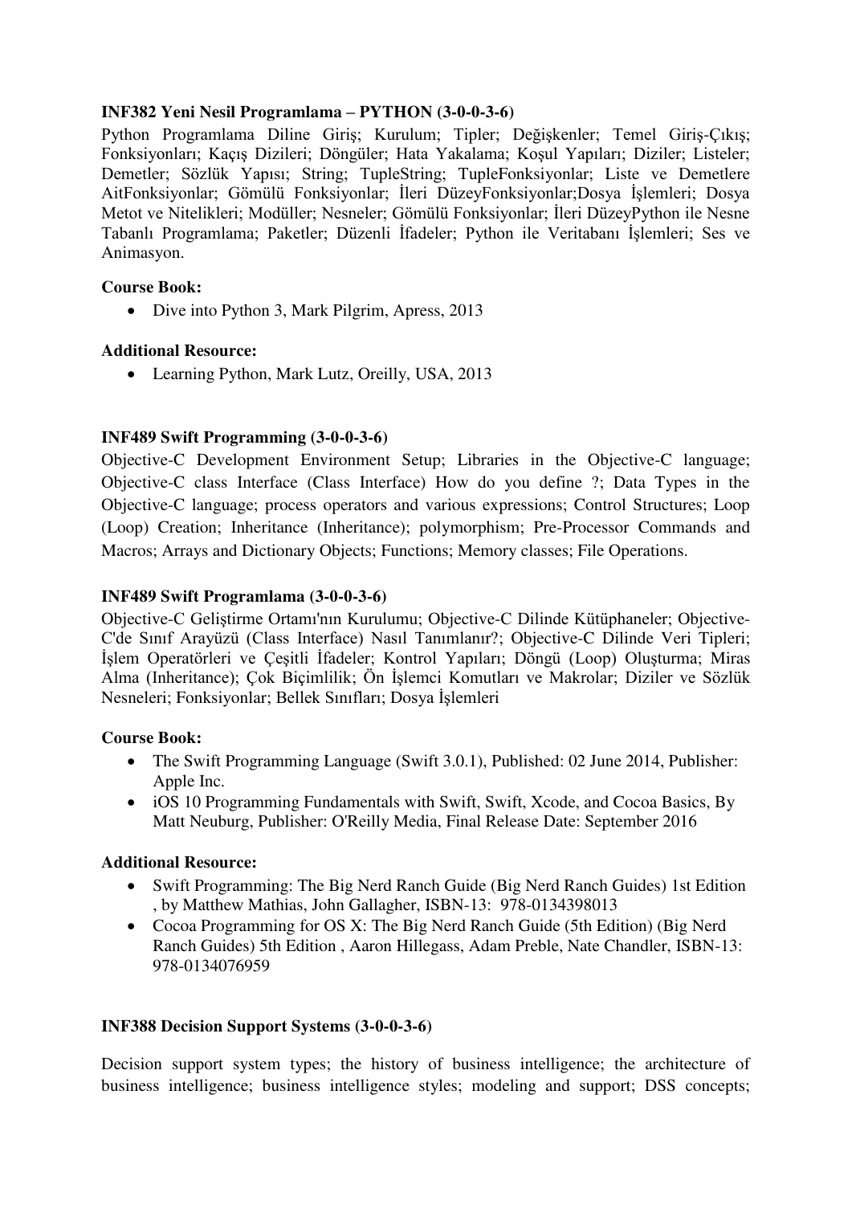**INF382 Yeni Nesil Programlama – PYTHON (3-0-0-3-6)**

Python Programlama Diline Giriş; Kurulum; Tipler; Değişkenler; Temel Giriş-Çıkış; Fonksiyonları; Kaçış Dizileri; Döngüler; Hata Yakalama; Koşul Yapıları; Diziler; Listeler; Demetler; Sözlük Yapısı; String; TupleString; TupleFonksiyonlar; Liste ve Demetlere AitFonksiyonlar; Gömülü Fonksiyonlar; İleri DüzeyFonksiyonlar;Dosya İşlemleri; Dosya Metot ve Nitelikleri; Modüller; Nesneler; Gömülü Fonksiyonlar; İleri DüzeyPython ile Nesne Tabanlı Programlama; Paketler; Düzenli İfadeler; Python ile Veritabanı İşlemleri; Ses ve Animasyon.

**Course Book:**

- Dive into Python 3, Mark Pilgrim, Apress, 2013

**Additional Resource:**

- Learning Python, Mark Lutz, Oreilly, USA, 2013

**INF489 Swift Programming (3-0-0-3-6)**

Objective-C Development Environment Setup; Libraries in the Objective-C language; Objective-C class Interface (Class Interface) How do you define ?; Data Types in the Objective-C language; process operators and various expressions; Control Structures; Loop (Loop) Creation; Inheritance (Inheritance); polymorphism; Pre-Processor Commands and Macros; Arrays and Dictionary Objects; Functions; Memory classes; File Operations.

**INF489 Swift Programlama (3-0-0-3-6)**

Objective-C Geliştirme Ortamı'nın Kurulumu; Objective-C Dilinde Kütüphaneler; Objective-C'de Sınıf Arayüzü (Class Interface) Nasıl Tanımlanır?; Objective-C Dilinde Veri Tipleri; İşlem Operatörleri ve Çeşitli İfadeler; Kontrol Yapıları; Döngü (Loop) Oluşturma; Miras Alma (Inheritance); Çok Biçimlilik; Ön İşlemci Komutları ve Makrolar; Diziler ve Sözlük Nesneleri; Fonksiyonlar; Bellek Sınıfları; Dosya İşlemleri

**Course Book:**

- The Swift Programming Language (Swift 3.0.1), Published: 02 June 2014, Publisher: Apple Inc.
- iOS 10 Programming Fundamentals with Swift, Swift, Xcode, and Cocoa Basics, By Matt Neuburg, Publisher: O'Reilly Media, Final Release Date: September 2016

**Additional Resource:**

- Swift Programming: The Big Nerd Ranch Guide (Big Nerd Ranch Guides) 1st Edition , by Matthew Mathias, John Gallagher, ISBN-13: 978-0134398013
- Cocoa Programming for OS X: The Big Nerd Ranch Guide (5th Edition) (Big Nerd Ranch Guides) 5th Edition , Aaron Hillegass, Adam Preble, Nate Chandler, ISBN-13: 978-0134076959

**INF388 Decision Support Systems (3-0-0-3-6)**

Decision support system types; the history of business intelligence; the architecture of business intelligence; business intelligence styles; modeling and support; DSS concepts;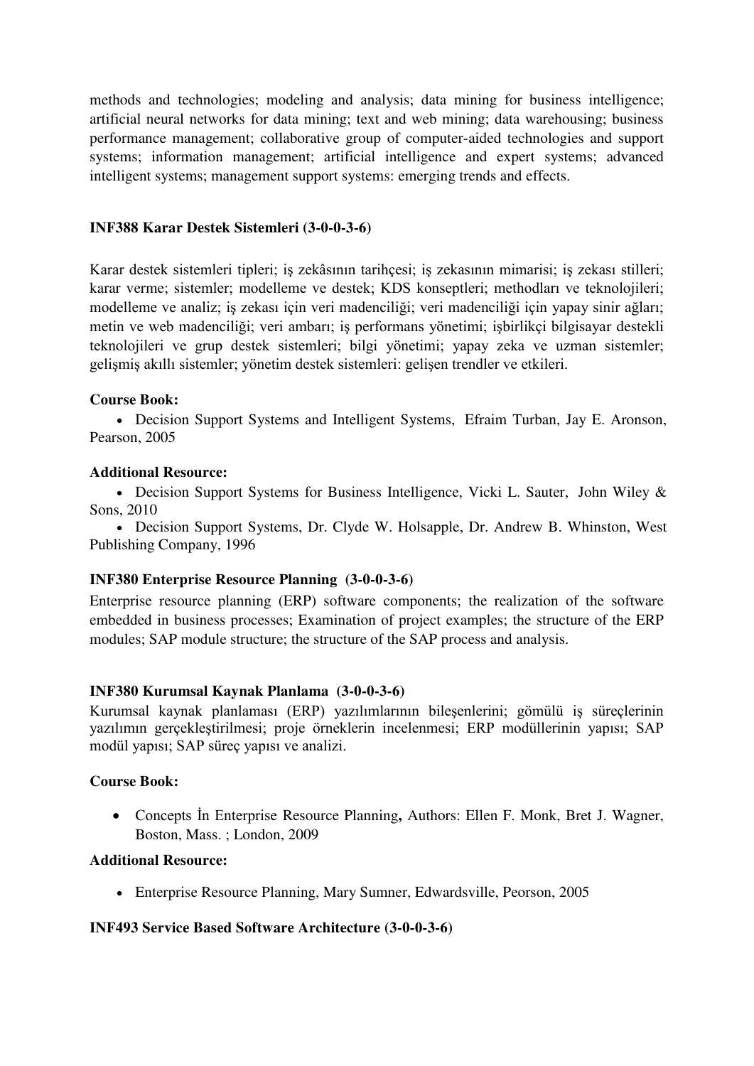methods and technologies; modeling and analysis; data mining for business intelligence; artificial neural networks for data mining; text and web mining; data warehousing; business performance management; collaborative group of computer-aided technologies and support systems; information management; artificial intelligence and expert systems; advanced intelligent systems; management support systems: emerging trends and effects.

**INF388 Karar Destek Sistemleri (3-0-0-3-6)**

Karar destek sistemleri tipleri; iş zekâsının tarihçesi; iş zekasının mimarisi; iş zekası stilleri; karar verme; sistemler; modelleme ve destek; KDS konseptleri; methodları ve teknolojileri; modelleme ve analiz; iş zekası için veri madenciliği; veri madenciliği için yapay sinir ağları; metin ve web madenciliği; veri ambarı; iş performans yönetimi; işbirlikçi bilgisayar destekli teknolojileri ve grup destek sistemleri; bilgi yönetimi; yapay zeka ve uzman sistemler; gelişmiş akıllı sistemler; yönetim destek sistemleri: gelişen trendler ve etkileri.

**Course Book:**

- Decision Support Systems and Intelligent Systems, Efraim Turban, Jay E. Aronson, Pearson, 2005

**Additional Resource:**

- Decision Support Systems for Business Intelligence, Vicki L. Sauter, John Wiley & Sons, 2010
- Decision Support Systems, Dr. Clyde W. Holsapple, Dr. Andrew B. Whinston, West Publishing Company, 1996

**INF380 Enterprise Resource Planning (3-0-0-3-6)**

Enterprise resource planning (ERP) software components; the realization of the software embedded in business processes; Examination of project examples; the structure of the ERP modules; SAP module structure; the structure of the SAP process and analysis.

**INF380 Kurumsal Kaynak Planlama (3-0-0-3-6)**

Kurumsal kaynak planlaması (ERP) yazılımlarının bileşenlerini; gömülü iş süreçlerinin yazılımın gerçekleştirilmesi; proje örneklerin incelenmesi; ERP modüllerinin yapısı; SAP modül yapısı; SAP süreç yapısı ve analizi.

**Course Book:**

- Concepts İn Enterprise Resource Planning**,** Authors: Ellen F. Monk, Bret J. Wagner, Boston, Mass. ; London, 2009

**Additional Resource:**

- Enterprise Resource Planning, Mary Sumner, Edwardsville, Peorson, 2005

**INF493 Service Based Software Architecture (3-0-0-3-6)**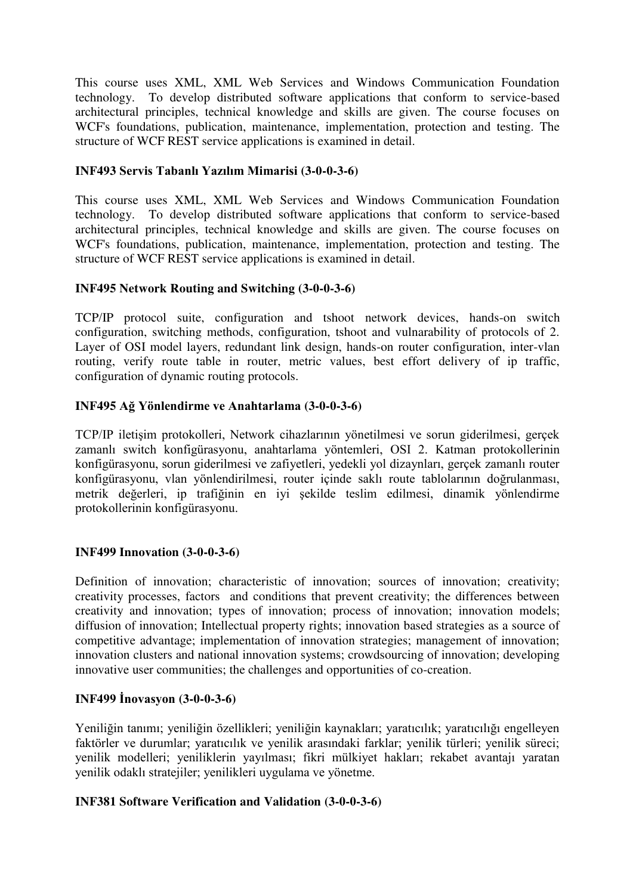This course uses XML, XML Web Services and Windows Communication Foundation technology. To develop distributed software applications that conform to service-based architectural principles, technical knowledge and skills are given. The course focuses on WCF's foundations, publication, maintenance, implementation, protection and testing. The structure of WCF REST service applications is examined in detail.

**INF493 Servis Tabanlı Yazılım Mimarisi (3-0-0-3-6)**

This course uses XML, XML Web Services and Windows Communication Foundation technology. To develop distributed software applications that conform to service-based architectural principles, technical knowledge and skills are given. The course focuses on WCF's foundations, publication, maintenance, implementation, protection and testing. The structure of WCF REST service applications is examined in detail.

**INF495 Network Routing and Switching (3-0-0-3-6)**

TCP/IP protocol suite, configuration and tshoot network devices, hands-on switch configuration, switching methods, configuration, tshoot and vulnerability of protocols of 2. Layer of OSI model layers, redundant link design, hands-on router configuration, inter-vlan routing, verify route table in router, metric values, best effort delivery of ip traffic, configuration of dynamic routing protocols.

**INF495 Ağ Yönlendirme ve Anahtarlama (3-0-0-3-6)**

TCP/IP iletişim protokolleri, Network cihazlarının yönetilmesi ve sorun giderilmesi, gerçek zamanlı switch konfigürasyonu, anahtarlama yöntemleri, OSI 2. Katman protokollerinin konfigürasyonu, sorun giderilmesi ve zafiyetleri, yedekli yol dizaynları, gerçek zamanlı router konfigürasyonu, vlan yönlendirilmesi, router içinde saklı route tablolarının doğrulanması, metrik değerleri, ip trafiğinin en iyi şekilde teslim edilmesi, dinamik yönlendirme protokollerinin konfigürasyonu.

**INF499 Innovation (3-0-0-3-6)**

Definition of innovation; characteristic of innovation; sources of innovation; creativity; creativity processes, factors and conditions that prevent creativity; the differences between creativity and innovation; types of innovation; process of innovation; innovation models; diffusion of innovation; Intellectual property rights; innovation based strategies as a source of competitive advantage; implementation of innovation strategies; management of innovation; innovation clusters and national innovation systems; crowdsourcing of innovation; developing innovative user communities; the challenges and opportunities of co-creation.

**INF499 İnovasyon (3-0-0-3-6)**

Yeniliğin tanımı; yeniliğin özellikleri; yeniliğin kaynakları; yaratıcılık; yaratıcılığı engelleyen faktörler ve durumlar; yaratıcılık ve yenilik arasındaki farklar; yenilik türleri; yenilik süreci; yenilik modelleri; yeniliklerin yayılması; fikri mülkiyet hakları; rekabet avantajı yaratan yenilik odaklı stratejiler; yenilikleri uygulama ve yönetme.

**INF381 Software Verification and Validation (3-0-0-3-6)**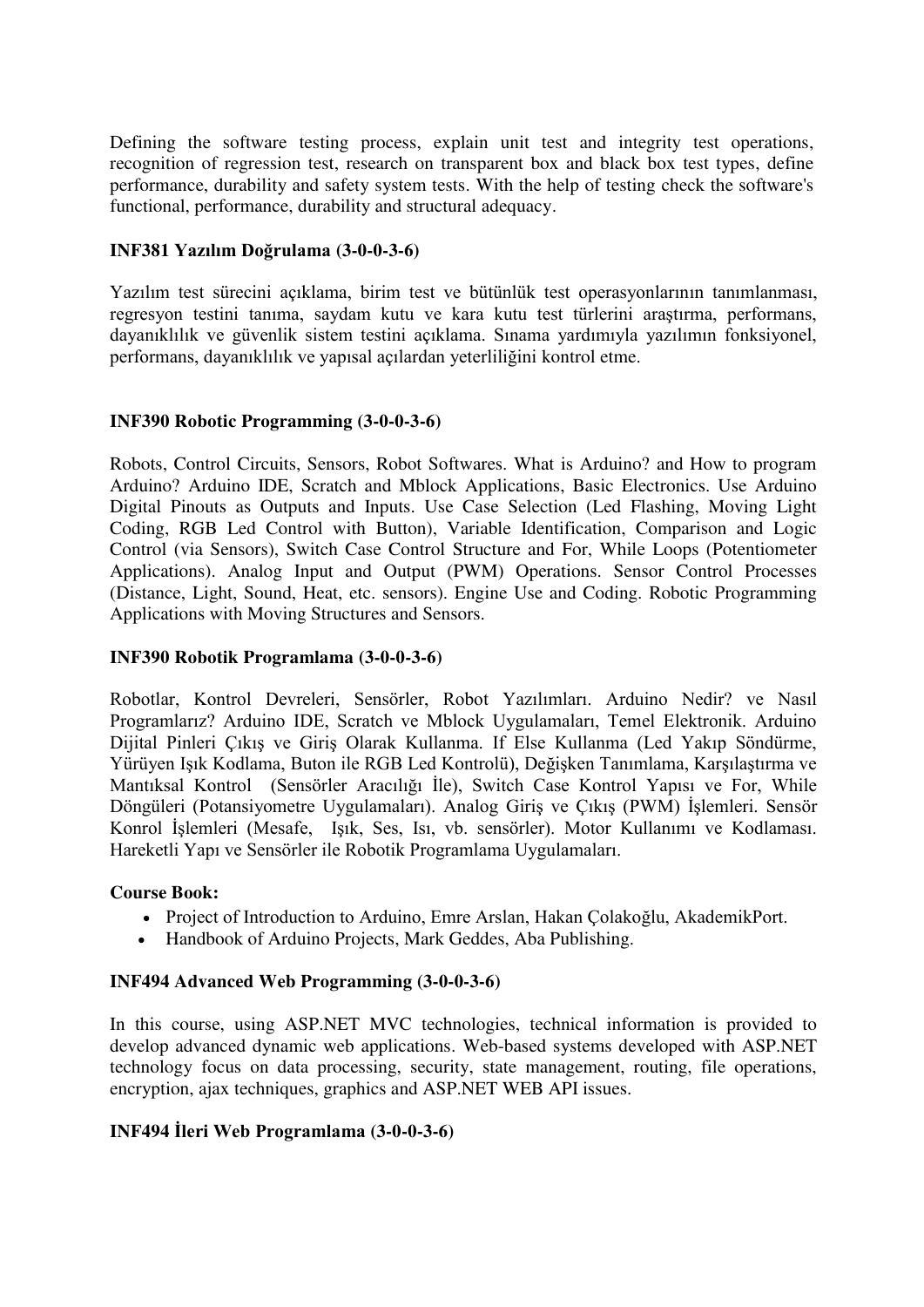Defining the software testing process, explain unit test and integrity test operations, recognition of regression test, research on transparent box and black box test types, define performance, durability and safety system tests. With the help of testing check the software's functional, performance, durability and structural adequacy.

### INF381 Yazılım Doğrulama (3-0-0-3-6)

Yazılım test sürecini açıklama, birim test ve bütünlük test operasyonlarının tanımlanması, regresyon testini tanıma, saydam kutu ve kara kutu test türlerini araştırma, performans, dayanıklılık ve güvenlik sistem testini açıklama. Sınama yardımıyla yazılımın fonksiyonel, performans, dayanıklılık ve yapısal açılardan yeterliliğini kontrol etme.

### INF390 Robotic Programming (3-0-0-3-6)

Robots, Control Circuits, Sensors, Robot Softwares. What is Arduino? and How to program Arduino? Arduino IDE, Scratch and Mblock Applications, Basic Electronics. Use Arduino Digital Pinouts as Outputs and Inputs. Use Case Selection (Led Flashing, Moving Light Coding, RGB Led Control with Button), Variable Identification, Comparison and Logic Control (via Sensors), Switch Case Control Structure and For, While Loops (Potentiometer Applications). Analog Input and Output (PWM) Operations. Sensor Control Processes (Distance, Light, Sound, Heat, etc. sensors). Engine Use and Coding. Robotic Programming Applications with Moving Structures and Sensors.

### INF390 Robotik Programlama (3-0-0-3-6)

Robotlar, Kontrol Devreleri, Sensörler, Robot Yazılımları. Arduino Nedir? ve Nasıl Programlarız? Arduino IDE, Scratch ve Mblock Uygulamaları, Temel Elektronik. Arduino Dijital Pinleri Çıkış ve Giriş Olarak Kullanma. If Else Kullanma (Led Yakıp Söndürme, Yürüyen Işık Kodlama, Buton ile RGB Led Kontrolü), Değişken Tanımlama, Karşılaştırma ve Mantıksal Kontrol (Sensörler Aracılığı İle), Switch Case Kontrol Yapısı ve For, While Döngüleri (Potansiyometre Uygulamaları). Analog Giriş ve Çıkış (PWM) İşlemleri. Sensör Konrol İşlemleri (Mesafe, Işık, Ses, Isı, vb. sensörler). Motor Kullanımı ve Kodlaması. Hareketli Yapı ve Sensörler ile Robotik Programlama Uygulamaları.

**Course Book:**

- Project of Introduction to Arduino, Emre Arslan, Hakan Çolakoğlu, AkademikPort.
- Handbook of Arduino Projects, Mark Geddes, Aba Publishing.

### INF494 Advanced Web Programming (3-0-0-3-6)

In this course, using ASP.NET MVC technologies, technical information is provided to develop advanced dynamic web applications. Web-based systems developed with ASP.NET technology focus on data processing, security, state management, routing, file operations, encryption, ajax techniques, graphics and ASP.NET WEB API issues.

### INF494 İleri Web Programlama (3-0-0-3-6)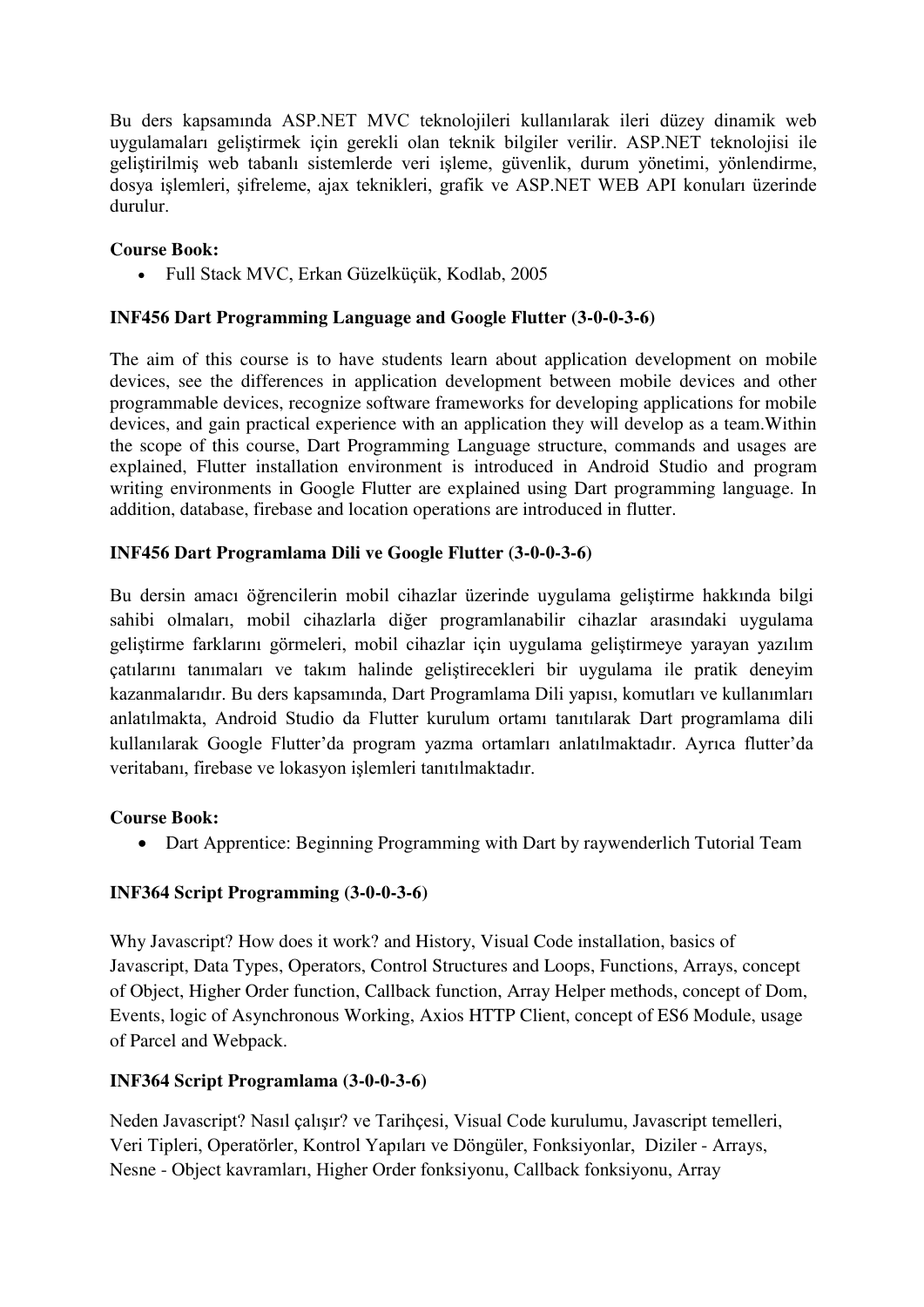Bu ders kapsamında ASP.NET MVC teknolojileri kullanılarak ileri düzey dinamik web uygulamaları geliştirmek için gerekli olan teknik bilgiler verilir. ASP.NET teknolojisi ile geliştirilmiş web tabanlı sistemlerde veri işleme, güvenlik, durum yönetimi, yönlendirme, dosya işlemleri, şifreleme, ajax teknikleri, grafik ve ASP.NET WEB API konuları üzerinde durulur.

**Course Book:**

- Full Stack MVC, Erkan Güzelküçük, Kodlab, 2005

**INF456 Dart Programming Language and Google Flutter (3-0-0-3-6)**

The aim of this course is to have students learn about application development on mobile devices, see the differences in application development between mobile devices and other programmable devices, recognize software frameworks for developing applications for mobile devices, and gain practical experience with an application they will develop as a team.Within the scope of this course, Dart Programming Language structure, commands and usages are explained, Flutter installation environment is introduced in Android Studio and program writing environments in Google Flutter are explained using Dart programming language. In addition, database, firebase and location operations are introduced in flutter.

**INF456 Dart Programlama Dili ve Google Flutter (3-0-0-3-6)**

Bu dersin amacı öğrencilerin mobil cihazlar üzerinde uygulama geliştirme hakkında bilgi sahibi olmaları, mobil cihazlarla diğer programlanabilir cihazlar arasındaki uygulama geliştirme farklarını görmeleri, mobil cihazlar için uygulama geliştirmeye yarayan yazılım çatılarını tanımaları ve takım halinde geliştirecekleri bir uygulama ile pratik deneyim kazanmalarıdır. Bu ders kapsamında, Dart Programlama Dili yapısı, komutları ve kullanımları anlatılmakta, Android Studio da Flutter kurulum ortamı tanıtılarak Dart programlama dili kullanılarak Google Flutter'da program yazma ortamları anlatılmaktadır. Ayrıca flutter'da veritabanı, firebase ve lokasyon işlemleri tanıtılmaktadır.

**Course Book:**

- Dart Apprentice: Beginning Programming with Dart by raywenderlich Tutorial Team

**INF364 Script Programming (3-0-0-3-6)**

Why Javascript? How does it work? and History, Visual Code installation, basics of Javascript, Data Types, Operators, Control Structures and Loops, Functions, Arrays, concept of Object, Higher Order function, Callback function, Array Helper methods, concept of Dom, Events, logic of Asynchronous Working, Axios HTTP Client, concept of ES6 Module, usage of Parcel and Webpack.

**INF364 Script Programlama (3-0-0-3-6)**

Neden Javascript? Nasıl çalışır? ve Tarihçesi, Visual Code kurulumu, Javascript temelleri, Veri Tipleri, Operatörler, Kontrol Yapıları ve Döngüler, Fonksiyonlar, Diziler - Arrays, Nesne - Object kavramları, Higher Order fonksiyonu, Callback fonksiyonu, Array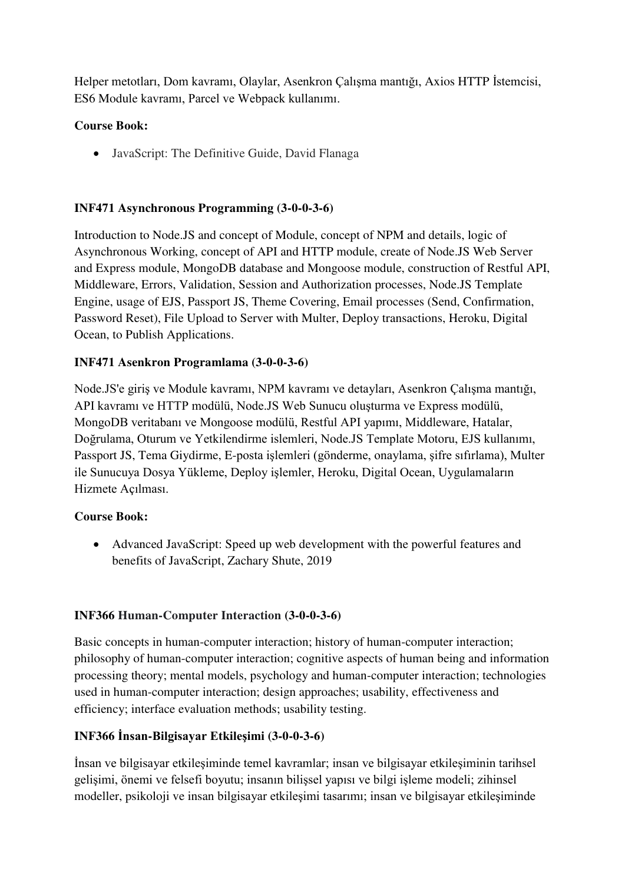Helper metotları, Dom kavramı, Olaylar, Asenkron Çalışma mantığı, Axios HTTP İstemcisi, ES6 Module kavramı, Parcel ve Webpack kullanımı.

**Course Book:**

- JavaScript: The Definitive Guide, David Flanaga

**INF471 Asynchronous Programming (3-0-0-3-6)**

Introduction to Node.JS and concept of Module, concept of NPM and details, logic of Asynchronous Working, concept of API and HTTP module, create of Node.JS Web Server and Express module, MongoDB database and Mongoose module, construction of Restful API, Middleware, Errors, Validation, Session and Authorization processes, Node.JS Template Engine, usage of EJS, Passport JS, Theme Covering, Email processes (Send, Confirmation, Password Reset), File Upload to Server with Multer, Deploy transactions, Heroku, Digital Ocean, to Publish Applications.

**INF471 Asenkron Programlama (3-0-0-3-6)**

Node.JS'e giriş ve Module kavramı, NPM kavramı ve detayları, Asenkron Çalışma mantığı, API kavramı ve HTTP modülü, Node.JS Web Sunucu oluşturma ve Express modülü, MongoDB veritabanı ve Mongoose modülü, Restful API yapımı, Middleware, Hatalar, Doğrulama, Oturum ve Yetkilendirme islemleri, Node.JS Template Motoru, EJS kullanımı, Passport JS, Tema Giydirme, E-posta işlemleri (gönderme, onaylama, şifre sıfırlama), Multer ile Sunucuya Dosya Yükleme, Deploy işlemler, Heroku, Digital Ocean, Uygulamaların Hizmete Açılması.

**Course Book:**

- Advanced JavaScript: Speed up web development with the powerful features and benefits of JavaScript, Zachary Shute, 2019

**INF366 Human-Computer Interaction (3-0-0-3-6)**

Basic concepts in human-computer interaction; history of human-computer interaction; philosophy of human-computer interaction; cognitive aspects of human being and information processing theory; mental models, psychology and human-computer interaction; technologies used in human-computer interaction; design approaches; usability, effectiveness and efficiency; interface evaluation methods; usability testing.

**INF366 İnsan-Bilgisayar Etkileşimi (3-0-0-3-6)**

İnsan ve bilgisayar etkileşiminde temel kavramlar; insan ve bilgisayar etkileşiminin tarihsel gelişimi, önemi ve felsefi boyutu; insanın bilişsel yapısı ve bilgi işleme modeli; zihinsel modeller, psikoloji ve insan bilgisayar etkileşimi tasarımı; insan ve bilgisayar etkileşiminde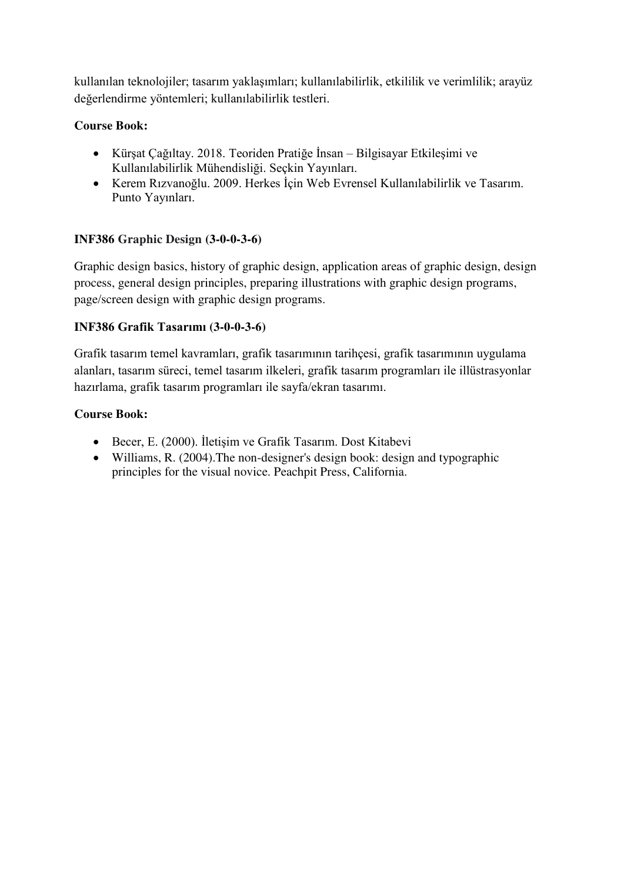kullanılan teknolojiler; tasarım yaklaşımları; kullanılabilirlik, etkililik ve verimlilik; arayüz değerlendirme yöntemleri; kullanılabilirlik testleri.

**Course Book:**

- Kürşat Çağıltay. 2018. Teoriden Pratiğe İnsan – Bilgisayar Etkileşimi ve Kullanılabilirlik Mühendisliği. Seçkin Yayınları.
- Kerem Rızvanoğlu. 2009. Herkes İçin Web Evrensel Kullanılabilirlik ve Tasarım. Punto Yayınları.

**INF386 Graphic Design (3-0-0-3-6)**

Graphic design basics, history of graphic design, application areas of graphic design, design process, general design principles, preparing illustrations with graphic design programs, page/screen design with graphic design programs.

**INF386 Grafik Tasarımı (3-0-0-3-6)**

Grafik tasarım temel kavramları, grafik tasarımının tarihçesi, grafik tasarımının uygulama alanları, tasarım süreci, temel tasarım ilkeleri, grafik tasarım programları ile illüstrasyonlar hazırlama, grafik tasarım programları ile sayfa/ekran tasarımı.

**Course Book:**

- Becer, E. (2000). İletişim ve Grafik Tasarım. Dost Kitabevi
- Williams, R. (2004).The non-designer's design book: design and typographic principles for the visual novice. Peachpit Press, California.